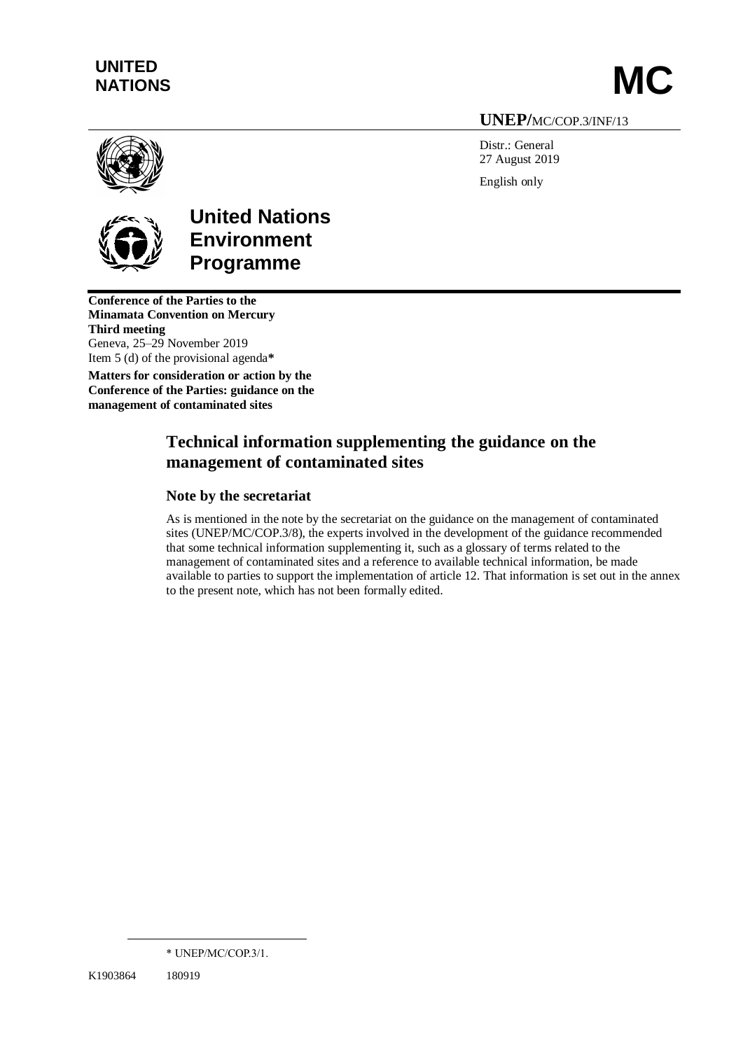**UNITED NATIONS**

# MC

**UNEP/**MC/COP.3/INF/13

Distr.: General
27 August 2019

English only

**United Nations Environment Programme**

**Conference of the Parties to the Minamata Convention on Mercury**
**Third meeting**
Geneva, 25–29 November 2019
Item 5 (d) of the provisional agenda*

**Matters for consideration or action by the Conference of the Parties: guidance on the management of contaminated sites**

## Technical information supplementing the guidance on the management of contaminated sites

### Note by the secretariat

As is mentioned in the note by the secretariat on the guidance on the management of contaminated sites (UNEP/MC/COP.3/8), the experts involved in the development of the guidance recommended that some technical information supplementing it, such as a glossary of terms related to the management of contaminated sites and a reference to available technical information, be made available to parties to support the implementation of article 12. That information is set out in the annex to the present note, which has not been formally edited.

\* UNEP/MC/COP.3/1.

K1903864 180919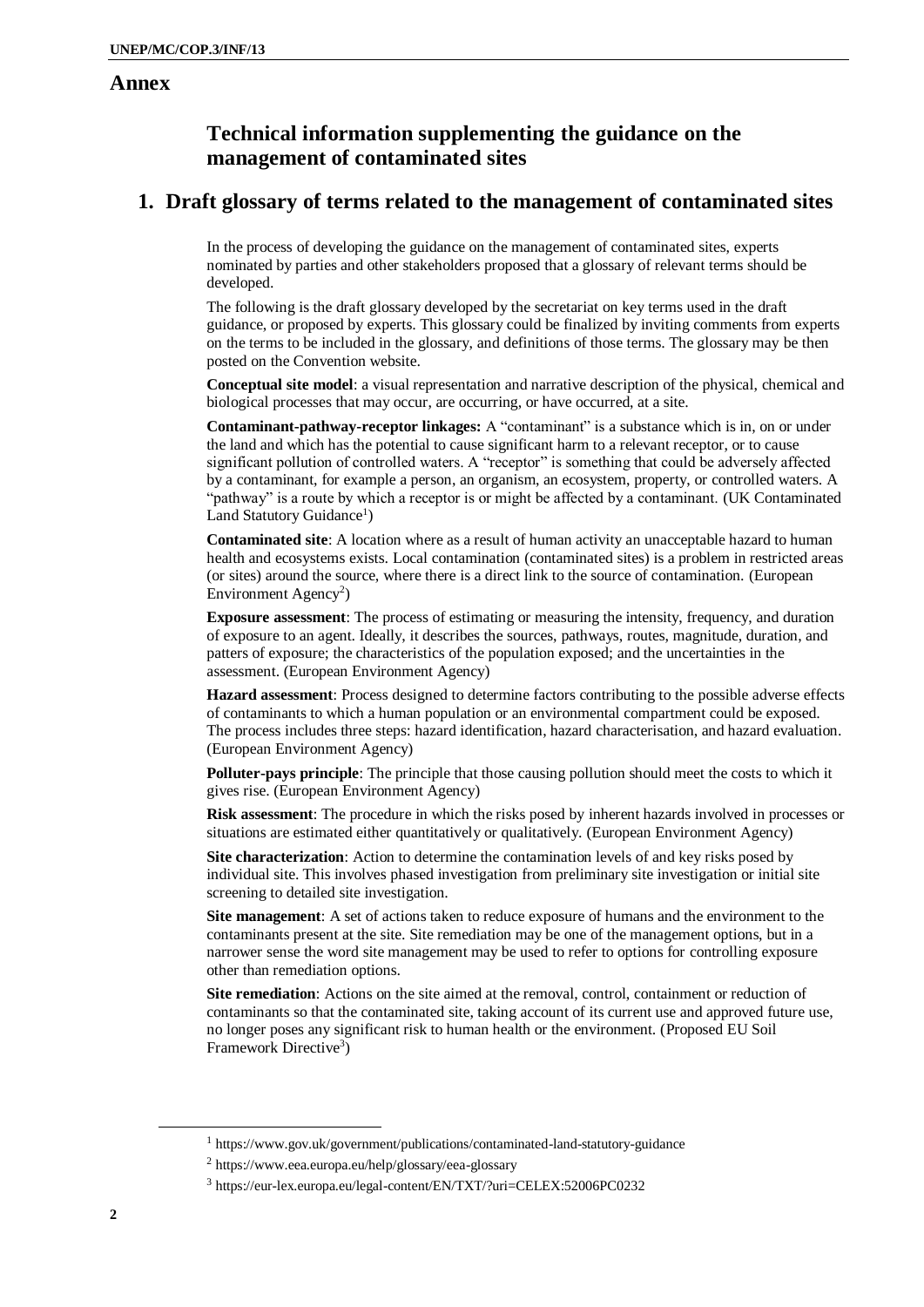# Annex

## Technical information supplementing the guidance on the management of contaminated sites

## 1. Draft glossary of terms related to the management of contaminated sites

In the process of developing the guidance on the management of contaminated sites, experts nominated by parties and other stakeholders proposed that a glossary of relevant terms should be developed.

The following is the draft glossary developed by the secretariat on key terms used in the draft guidance, or proposed by experts. This glossary could be finalized by inviting comments from experts on the terms to be included in the glossary, and definitions of those terms. The glossary may be then posted on the Convention website.

**Conceptual site model**: a visual representation and narrative description of the physical, chemical and biological processes that may occur, are occurring, or have occurred, at a site.

**Contaminant-pathway-receptor linkages:** A "contaminant" is a substance which is in, on or under the land and which has the potential to cause significant harm to a relevant receptor, or to cause significant pollution of controlled waters. A "receptor" is something that could be adversely affected by a contaminant, for example a person, an organism, an ecosystem, property, or controlled waters. A "pathway" is a route by which a receptor is or might be affected by a contaminant. (UK Contaminated Land Statutory Guidance[1])

**Contaminated site**: A location where as a result of human activity an unacceptable hazard to human health and ecosystems exists. Local contamination (contaminated sites) is a problem in restricted areas (or sites) around the source, where there is a direct link to the source of contamination. (European Environment Agency[2])

**Exposure assessment**: The process of estimating or measuring the intensity, frequency, and duration of exposure to an agent. Ideally, it describes the sources, pathways, routes, magnitude, duration, and patters of exposure; the characteristics of the population exposed; and the uncertainties in the assessment. (European Environment Agency)

**Hazard assessment**: Process designed to determine factors contributing to the possible adverse effects of contaminants to which a human population or an environmental compartment could be exposed. The process includes three steps: hazard identification, hazard characterisation, and hazard evaluation. (European Environment Agency)

**Polluter-pays principle**: The principle that those causing pollution should meet the costs to which it gives rise. (European Environment Agency)

**Risk assessment**: The procedure in which the risks posed by inherent hazards involved in processes or situations are estimated either quantitatively or qualitatively. (European Environment Agency)

**Site characterization**: Action to determine the contamination levels of and key risks posed by individual site. This involves phased investigation from preliminary site investigation or initial site screening to detailed site investigation.

**Site management**: A set of actions taken to reduce exposure of humans and the environment to the contaminants present at the site. Site remediation may be one of the management options, but in a narrower sense the word site management may be used to refer to options for controlling exposure other than remediation options.

**Site remediation**: Actions on the site aimed at the removal, control, containment or reduction of contaminants so that the contaminated site, taking account of its current use and approved future use, no longer poses any significant risk to human health or the environment. (Proposed EU Soil Framework Directive[3])

---

[1] https://www.gov.uk/government/publications/contaminated-land-statutory-guidance

[2] https://www.eea.europa.eu/help/glossary/eea-glossary

[3] https://eur-lex.europa.eu/legal-content/EN/TXT/?uri=CELEX:52006PC0232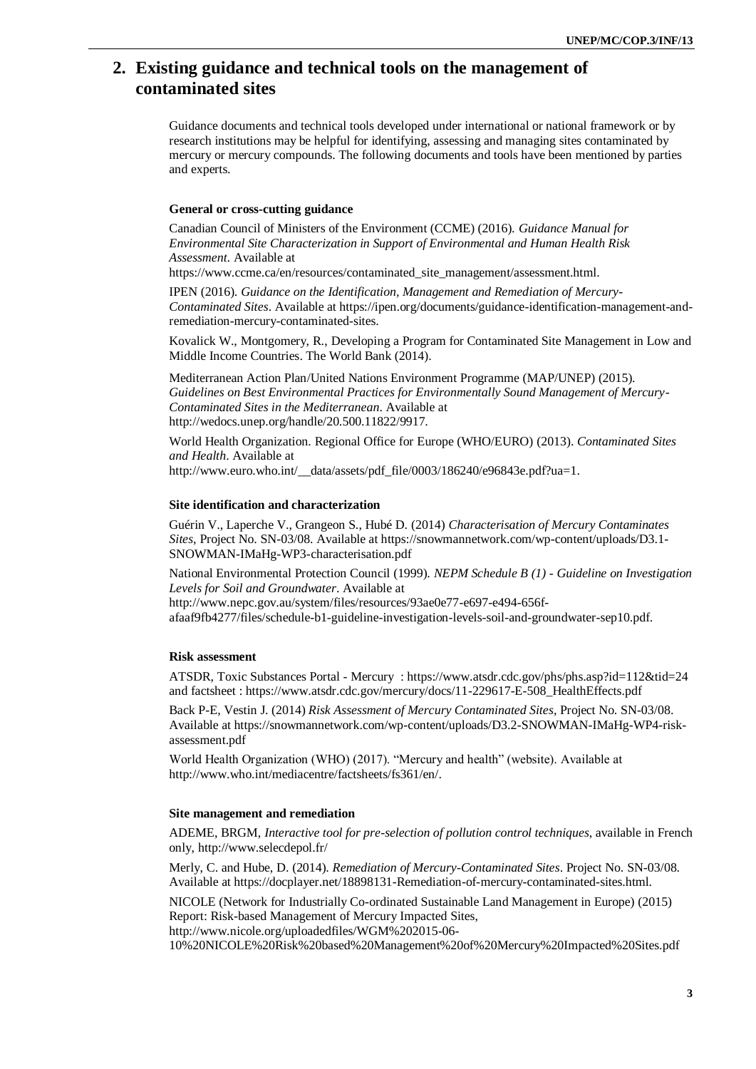## 2. Existing guidance and technical tools on the management of contaminated sites

Guidance documents and technical tools developed under international or national framework or by research institutions may be helpful for identifying, assessing and managing sites contaminated by mercury or mercury compounds. The following documents and tools have been mentioned by parties and experts.

**General or cross-cutting guidance**

Canadian Council of Ministers of the Environment (CCME) (2016). *Guidance Manual for Environmental Site Characterization in Support of Environmental and Human Health Risk Assessment*. Available at https://www.ccme.ca/en/resources/contaminated_site_management/assessment.html.

IPEN (2016). *Guidance on the Identification, Management and Remediation of Mercury-Contaminated Sites*. Available at https://ipen.org/documents/guidance-identification-management-and-remediation-mercury-contaminated-sites.

Kovalick W., Montgomery, R., Developing a Program for Contaminated Site Management in Low and Middle Income Countries. The World Bank (2014).

Mediterranean Action Plan/United Nations Environment Programme (MAP/UNEP) (2015). *Guidelines on Best Environmental Practices for Environmentally Sound Management of Mercury-Contaminated Sites in the Mediterranean*. Available at http://wedocs.unep.org/handle/20.500.11822/9917.

World Health Organization. Regional Office for Europe (WHO/EURO) (2013). *Contaminated Sites and Health*. Available at http://www.euro.who.int/__data/assets/pdf_file/0003/186240/e96843e.pdf?ua=1.

**Site identification and characterization**

Guérin V., Laperche V., Grangeon S., Hubé D. (2014) *Characterisation of Mercury Contaminates Sites*, Project No. SN-03/08. Available at https://snowmannetwork.com/wp-content/uploads/D3.1-SNOWMAN-IMaHg-WP3-characterisation.pdf

National Environmental Protection Council (1999). *NEPM Schedule B (1) - Guideline on Investigation Levels for Soil and Groundwater*. Available at http://www.nepc.gov.au/system/files/resources/93ae0e77-e697-e494-656f-afaaf9fb4277/files/schedule-b1-guideline-investigation-levels-soil-and-groundwater-sep10.pdf.

**Risk assessment**

ATSDR, Toxic Substances Portal - Mercury : https://www.atsdr.cdc.gov/phs/phs.asp?id=112&tid=24 and factsheet : https://www.atsdr.cdc.gov/mercury/docs/11-229617-E-508_HealthEffects.pdf

Back P-E, Vestin J. (2014) *Risk Assessment of Mercury Contaminated Sites*, Project No. SN-03/08. Available at https://snowmannetwork.com/wp-content/uploads/D3.2-SNOWMAN-IMaHg-WP4-risk-assessment.pdf

World Health Organization (WHO) (2017). "Mercury and health" (website). Available at http://www.who.int/mediacentre/factsheets/fs361/en/.

**Site management and remediation**

ADEME, BRGM, *Interactive tool for pre-selection of pollution control techniques*, available in French only, http://www.selecdepol.fr/

Merly, C. and Hube, D. (2014). *Remediation of Mercury-Contaminated Sites*. Project No. SN-03/08. Available at https://docplayer.net/18898131-Remediation-of-mercury-contaminated-sites.html.

NICOLE (Network for Industrially Co-ordinated Sustainable Land Management in Europe) (2015) Report: Risk-based Management of Mercury Impacted Sites, http://www.nicole.org/uploadedfiles/WGM%202015-06-10%20NICOLE%20Risk%20based%20Management%20of%20Mercury%20Impacted%20Sites.pdf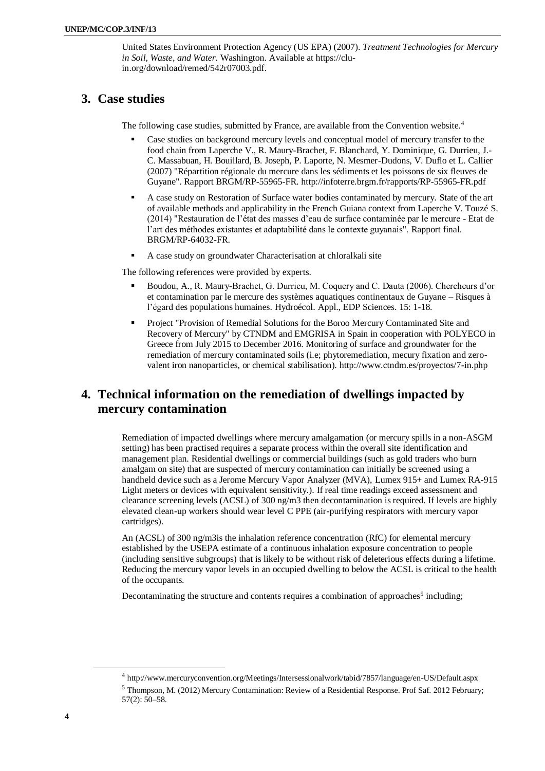United States Environment Protection Agency (US EPA) (2007). *Treatment Technologies for Mercury in Soil, Waste, and Water.* Washington. Available at https://clu-in.org/download/remed/542r07003.pdf.

## 3. Case studies

The following case studies, submitted by France, are available from the Convention website.[4]

- Case studies on background mercury levels and conceptual model of mercury transfer to the food chain from Laperche V., R. Maury-Brachet, F. Blanchard, Y. Dominique, G. Durrieu, J.-C. Massabuan, H. Bouillard, B. Joseph, P. Laporte, N. Mesmer-Dudons, V. Duflo et L. Callier (2007) "Répartition régionale du mercure dans les sédiments et les poissons de six fleuves de Guyane". Rapport BRGM/RP-55965-FR. http://infoterre.brgm.fr/rapports/RP-55965-FR.pdf
- A case study on Restoration of Surface water bodies contaminated by mercury. State of the art of available methods and applicability in the French Guiana context from Laperche V. Touzé S. (2014) "Restauration de l'état des masses d'eau de surface contaminée par le mercure - Etat de l'art des méthodes existantes et adaptabilité dans le contexte guyanais". Rapport final. BRGM/RP-64032-FR.
- A case study on groundwater Characterisation at chloralkali site

The following references were provided by experts.

- Boudou, A., R. Maury-Brachet, G. Durrieu, M. Coquery and C. Dauta (2006). Chercheurs d'or et contamination par le mercure des systèmes aquatiques continentaux de Guyane – Risques à l'égard des populations humaines. Hydroécol. Appl., EDP Sciences. 15: 1-18.
- Project "Provision of Remedial Solutions for the Boroo Mercury Contaminated Site and Recovery of Mercury" by CTNDM and EMGRISA in Spain in cooperation with POLYECO in Greece from July 2015 to December 2016. Monitoring of surface and groundwater for the remediation of mercury contaminated soils (i.e; phytoremediation, mecury fixation and zero-valent iron nanoparticles, or chemical stabilisation). http://www.ctndm.es/proyectos/7-in.php

## 4. Technical information on the remediation of dwellings impacted by mercury contamination

Remediation of impacted dwellings where mercury amalgamation (or mercury spills in a non-ASGM setting) has been practised requires a separate process within the overall site identification and management plan. Residential dwellings or commercial buildings (such as gold traders who burn amalgam on site) that are suspected of mercury contamination can initially be screened using a handheld device such as a Jerome Mercury Vapor Analyzer (MVA), Lumex 915+ and Lumex RA-915 Light meters or devices with equivalent sensitivity.). If real time readings exceed assessment and clearance screening levels (ACSL) of 300 ng/m3 then decontamination is required. If levels are highly elevated clean-up workers should wear level C PPE (air-purifying respirators with mercury vapor cartridges).

An (ACSL) of 300 ng/m3is the inhalation reference concentration (RfC) for elemental mercury established by the USEPA estimate of a continuous inhalation exposure concentration to people (including sensitive subgroups) that is likely to be without risk of deleterious effects during a lifetime. Reducing the mercury vapor levels in an occupied dwelling to below the ACSL is critical to the health of the occupants.

Decontaminating the structure and contents requires a combination of approaches[5] including;

[4] http://www.mercuryconvention.org/Meetings/Intersessionalwork/tabid/7857/language/en-US/Default.aspx

[5] Thompson, M. (2012) Mercury Contamination: Review of a Residential Response. Prof Saf. 2012 February; 57(2): 50–58.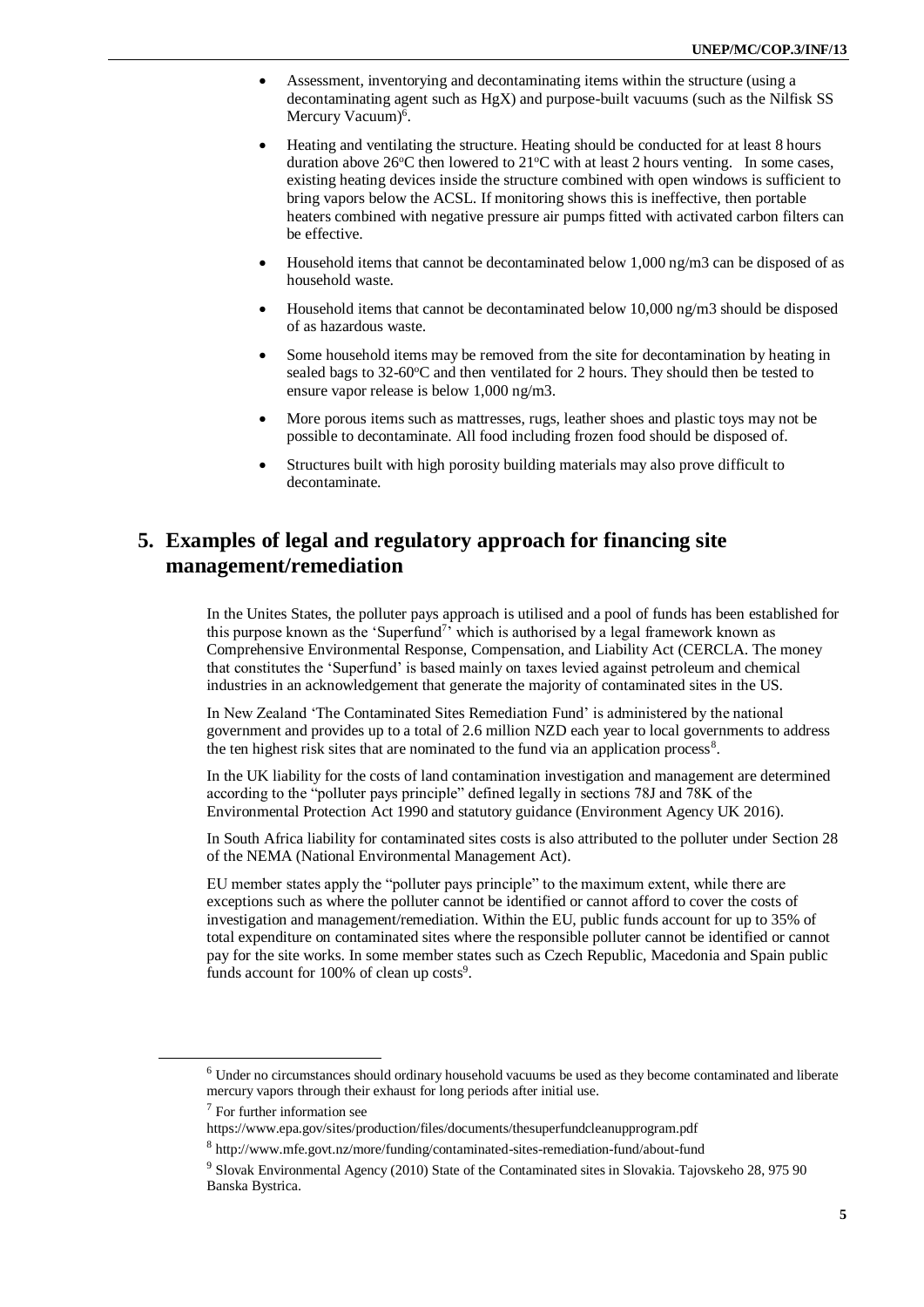- Assessment, inventorying and decontaminating items within the structure (using a decontaminating agent such as HgX) and purpose-built vacuums (such as the Nilfisk SS Mercury Vacuum)[6].
- Heating and ventilating the structure. Heating should be conducted for at least 8 hours duration above 26°C then lowered to 21°C with at least 2 hours venting. In some cases, existing heating devices inside the structure combined with open windows is sufficient to bring vapors below the ACSL. If monitoring shows this is ineffective, then portable heaters combined with negative pressure air pumps fitted with activated carbon filters can be effective.
- Household items that cannot be decontaminated below 1,000 ng/m3 can be disposed of as household waste.
- Household items that cannot be decontaminated below 10,000 ng/m3 should be disposed of as hazardous waste.
- Some household items may be removed from the site for decontamination by heating in sealed bags to 32-60°C and then ventilated for 2 hours. They should then be tested to ensure vapor release is below 1,000 ng/m3.
- More porous items such as mattresses, rugs, leather shoes and plastic toys may not be possible to decontaminate. All food including frozen food should be disposed of.
- Structures built with high porosity building materials may also prove difficult to decontaminate.

## 5. Examples of legal and regulatory approach for financing site management/remediation

In the Unites States, the polluter pays approach is utilised and a pool of funds has been established for this purpose known as the 'Superfund[7]' which is authorised by a legal framework known as Comprehensive Environmental Response, Compensation, and Liability Act (CERCLA. The money that constitutes the 'Superfund' is based mainly on taxes levied against petroleum and chemical industries in an acknowledgement that generate the majority of contaminated sites in the US.

In New Zealand 'The Contaminated Sites Remediation Fund' is administered by the national government and provides up to a total of 2.6 million NZD each year to local governments to address the ten highest risk sites that are nominated to the fund via an application process[8].

In the UK liability for the costs of land contamination investigation and management are determined according to the "polluter pays principle" defined legally in sections 78J and 78K of the Environmental Protection Act 1990 and statutory guidance (Environment Agency UK 2016).

In South Africa liability for contaminated sites costs is also attributed to the polluter under Section 28 of the NEMA (National Environmental Management Act).

EU member states apply the "polluter pays principle" to the maximum extent, while there are exceptions such as where the polluter cannot be identified or cannot afford to cover the costs of investigation and management/remediation. Within the EU, public funds account for up to 35% of total expenditure on contaminated sites where the responsible polluter cannot be identified or cannot pay for the site works. In some member states such as Czech Republic, Macedonia and Spain public funds account for 100% of clean up costs[9].

---

[6] Under no circumstances should ordinary household vacuums be used as they become contaminated and liberate mercury vapors through their exhaust for long periods after initial use.

[7] For further information see https://www.epa.gov/sites/production/files/documents/thesuperfundcleanupprogram.pdf

[8] http://www.mfe.govt.nz/more/funding/contaminated-sites-remediation-fund/about-fund

[9] Slovak Environmental Agency (2010) State of the Contaminated sites in Slovakia. Tajovskeho 28, 975 90 Banska Bystrica.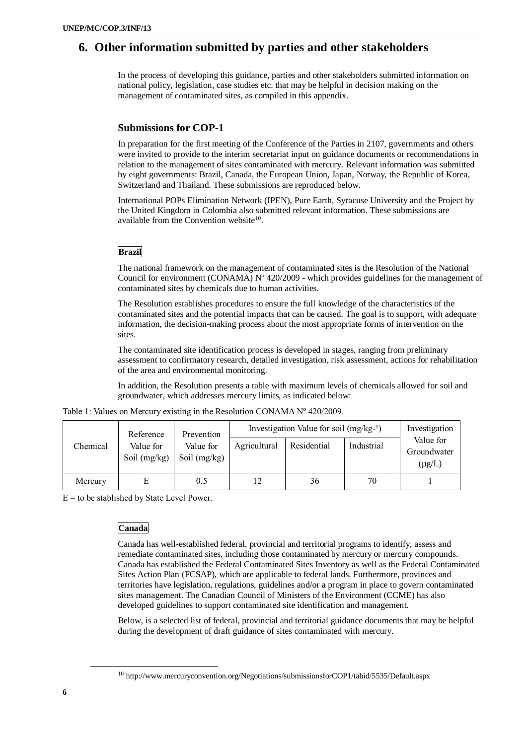# 6. Other information submitted by parties and other stakeholders

In the process of developing this guidance, parties and other stakeholders submitted information on national policy, legislation, case studies etc. that may be helpful in decision making on the management of contaminated sites, as compiled in this appendix.

### Submissions for COP-1

In preparation for the first meeting of the Conference of the Parties in 2107, governments and others were invited to provide to the interim secretariat input on guidance documents or recommendations in relation to the management of sites contaminated with mercury. Relevant information was submitted by eight governments: Brazil, Canada, the European Union, Japan, Norway, the Republic of Korea, Switzerland and Thailand. These submissions are reproduced below.

International POPs Elimination Network (IPEN), Pure Earth, Syracuse University and the Project by the United Kingdom in Colombia also submitted relevant information. These submissions are available from the Convention website[10].

#### Brazil

The national framework on the management of contaminated sites is the Resolution of the National Council for environment (CONAMA) Nº 420/2009 - which provides guidelines for the management of contaminated sites by chemicals due to human activities.

The Resolution establishes procedures to ensure the full knowledge of the characteristics of the contaminated sites and the potential impacts that can be caused. The goal is to support, with adequate information, the decision-making process about the most appropriate forms of intervention on the sites.

The contaminated site identification process is developed in stages, ranging from preliminary assessment to confirmatory research, detailed investigation, risk assessment, actions for rehabilitation of the area and environmental monitoring.

In addition, the Resolution presents a table with maximum levels of chemicals allowed for soil and groundwater, which addresses mercury limits, as indicated below:

Table 1: Values on Mercury existing in the Resolution CONAMA Nº 420/2009.

| Chemical | Reference Value for Soil (mg/kg) | Prevention Value for Soil (mg/kg) | Investigation Value for soil ($mg/kg^{-1}$) | | | Investigation Value for Groundwater (µg/L) |
|---|---|---|---|---|---|---|
| | | | Agricultural | Residential | Industrial | |
| Mercury | E | 0,5 | 12 | 36 | 70 | 1 |

E = to be stablished by State Level Power.

#### Canada

Canada has well-established federal, provincial and territorial programs to identify, assess and remediate contaminated sites, including those contaminated by mercury or mercury compounds. Canada has established the Federal Contaminated Sites Inventory as well as the Federal Contaminated Sites Action Plan (FCSAP), which are applicable to federal lands. Furthermore, provinces and territories have legislation, regulations, guidelines and/or a program in place to govern contaminated sites management. The Canadian Council of Ministers of the Environment (CCME) has also developed guidelines to support contaminated site identification and management.

Below, is a selected list of federal, provincial and territorial guidance documents that may be helpful during the development of draft guidance of sites contaminated with mercury.

[10] http://www.mercuryconvention.org/Negotiations/submissionsforCOP1/tabid/5535/Default.aspx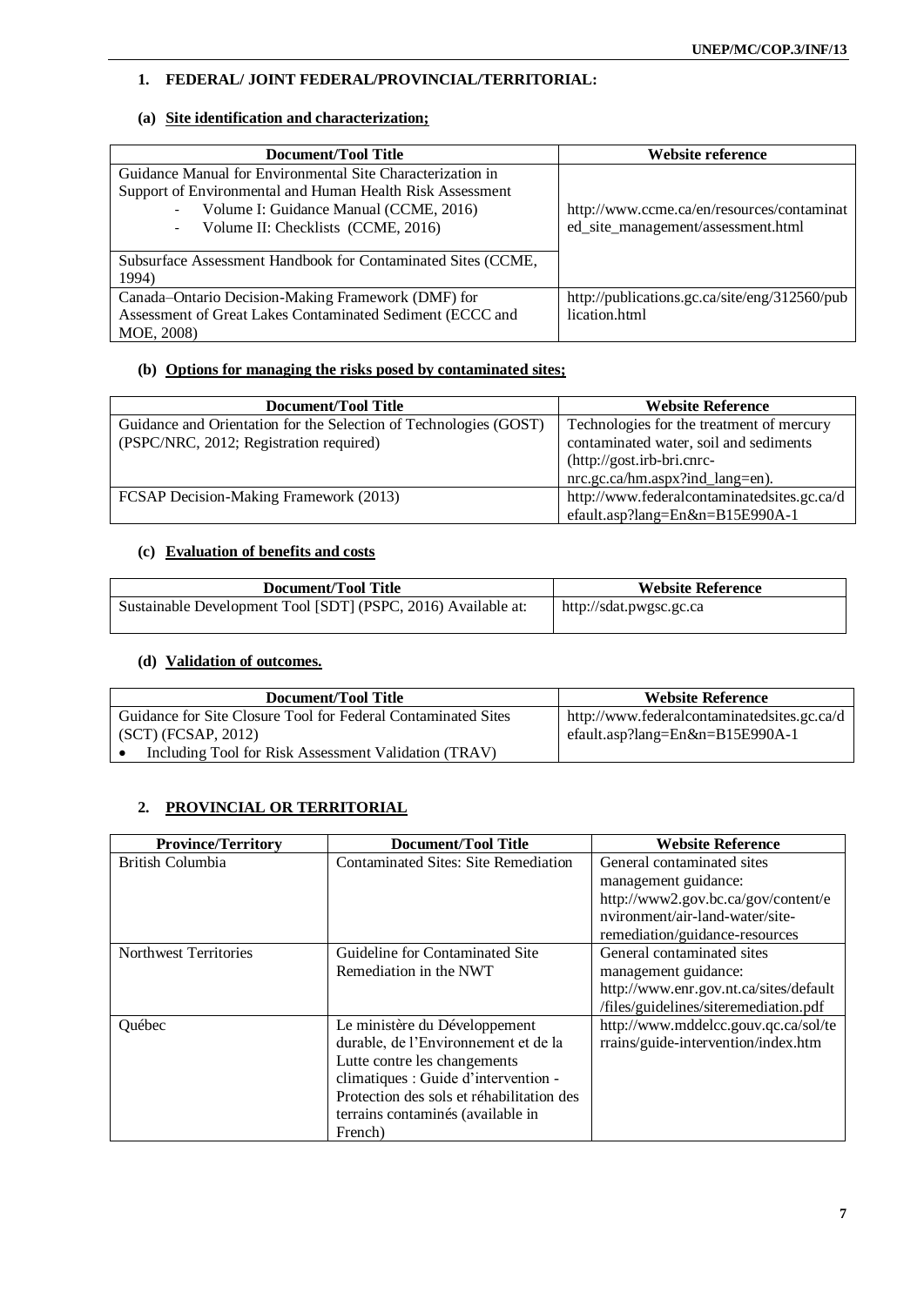## 1. FEDERAL/ JOINT FEDERAL/PROVINCIAL/TERRITORIAL:

### (a) Site identification and characterization;

| Document/Tool Title | Website reference |
| --- | --- |
| Guidance Manual for Environmental Site Characterization in Support of Environmental and Human Health Risk Assessment<br>- Volume I: Guidance Manual (CCME, 2016)<br>- Volume II: Checklists (CCME, 2016)<br><br>Subsurface Assessment Handbook for Contaminated Sites (CCME, 1994) | http://www.ccme.ca/en/resources/contaminated_site_management/assessment.html |
| Canada–Ontario Decision-Making Framework (DMF) for Assessment of Great Lakes Contaminated Sediment (ECCC and MOE, 2008) | http://publications.gc.ca/site/eng/312560/publication.html |

### (b) Options for managing the risks posed by contaminated sites;

| Document/Tool Title | Website Reference |
| --- | --- |
| Guidance and Orientation for the Selection of Technologies (GOST) (PSPC/NRC, 2012; Registration required) | Technologies for the treatment of mercury contaminated water, soil and sediments (http://gost.irb-bri.cnrc-nrc.gc.ca/hm.aspx?ind_lang=en). |
| FCSAP Decision-Making Framework (2013) | http://www.federalcontaminatedsites.gc.ca/default.asp?lang=En&n=B15E990A-1 |

### (c) Evaluation of benefits and costs

| Document/Tool Title | Website Reference |
| --- | --- |
| Sustainable Development Tool [SDT] (PSPC, 2016) Available at: | http://sdat.pwgsc.gc.ca |

### (d) Validation of outcomes.

| Document/Tool Title | Website Reference |
| --- | --- |
| Guidance for Site Closure Tool for Federal Contaminated Sites (SCT) (FCSAP, 2012)<br>• Including Tool for Risk Assessment Validation (TRAV) | http://www.federalcontaminatedsites.gc.ca/default.asp?lang=En&n=B15E990A-1 |

## 2. PROVINCIAL OR TERRITORIAL

| Province/Territory | Document/Tool Title | Website Reference |
| --- | --- | --- |
| British Columbia | Contaminated Sites: Site Remediation | General contaminated sites management guidance: http://www2.gov.bc.ca/gov/content/environment/air-land-water/site-remediation/guidance-resources |
| Northwest Territories | Guideline for Contaminated Site Remediation in the NWT | General contaminated sites management guidance: http://www.enr.gov.nt.ca/sites/default/files/guidelines/siteremediation.pdf |
| Québec | Le ministère du Développement durable, de l'Environnement et de la Lutte contre les changements climatiques : Guide d'intervention - Protection des sols et réhabilitation des terrains contaminés (available in French) | http://www.mddelcc.gouv.qc.ca/sol/terrains/guide-intervention/index.htm |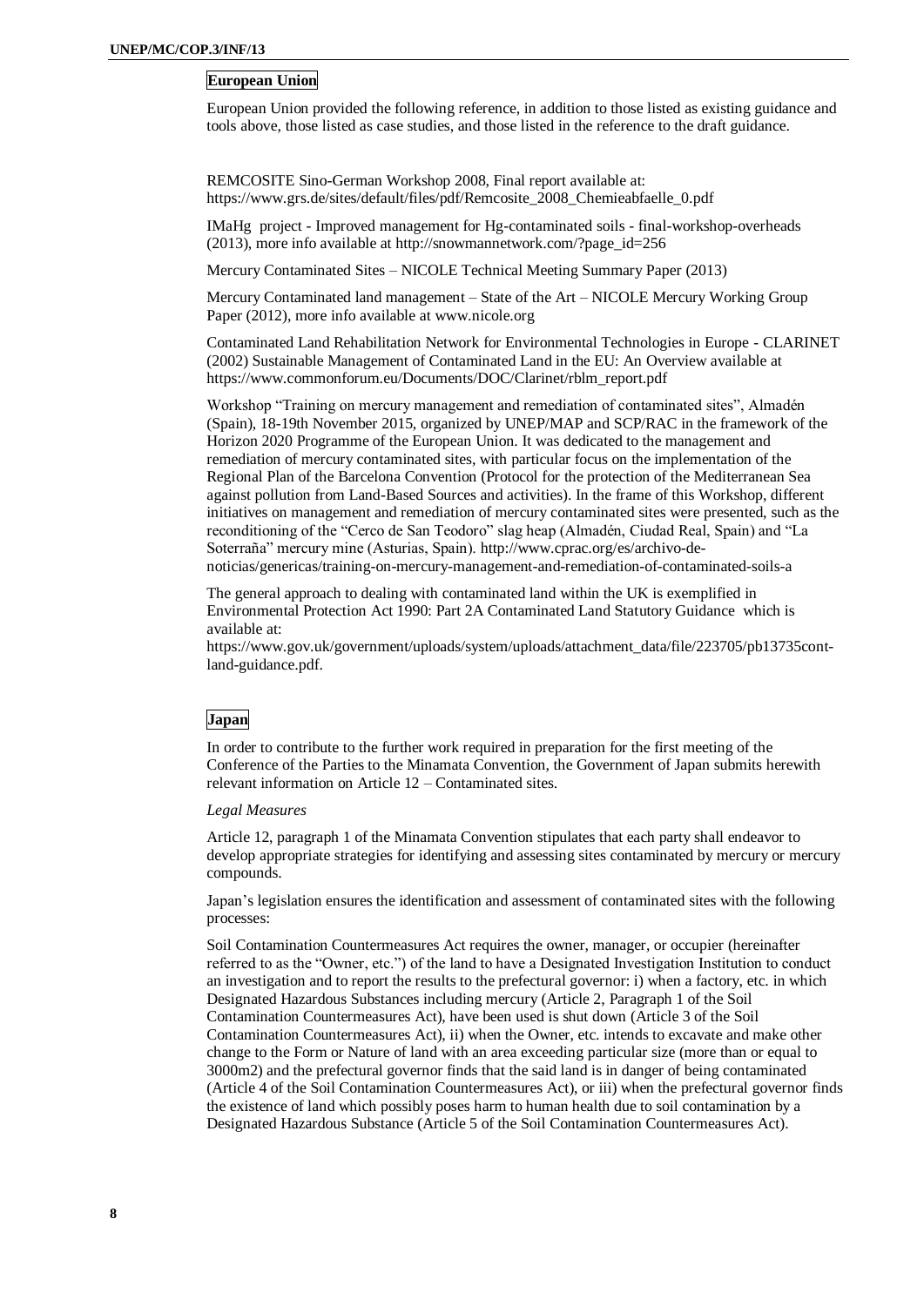### European Union

European Union provided the following reference, in addition to those listed as existing guidance and tools above, those listed as case studies, and those listed in the reference to the draft guidance.

REMCOSITE Sino-German Workshop 2008, Final report available at: https://www.grs.de/sites/default/files/pdf/Remcosite_2008_Chemieabfaelle_0.pdf

IMaHg project - Improved management for Hg-contaminated soils - final-workshop-overheads (2013), more info available at http://snowmannetwork.com/?page_id=256

Mercury Contaminated Sites – NICOLE Technical Meeting Summary Paper (2013)

Mercury Contaminated land management – State of the Art – NICOLE Mercury Working Group Paper (2012), more info available at www.nicole.org

Contaminated Land Rehabilitation Network for Environmental Technologies in Europe - CLARINET (2002) Sustainable Management of Contaminated Land in the EU: An Overview available at https://www.commonforum.eu/Documents/DOC/Clarinet/rblm_report.pdf

Workshop "Training on mercury management and remediation of contaminated sites", Almadén (Spain), 18-19th November 2015, organized by UNEP/MAP and SCP/RAC in the framework of the Horizon 2020 Programme of the European Union. It was dedicated to the management and remediation of mercury contaminated sites, with particular focus on the implementation of the Regional Plan of the Barcelona Convention (Protocol for the protection of the Mediterranean Sea against pollution from Land-Based Sources and activities). In the frame of this Workshop, different initiatives on management and remediation of mercury contaminated sites were presented, such as the reconditioning of the "Cerco de San Teodoro" slag heap (Almadén, Ciudad Real, Spain) and "La Soterraña" mercury mine (Asturias, Spain). http://www.cprac.org/es/archivo-de-noticias/genericas/training-on-mercury-management-and-remediation-of-contaminated-soils-a

The general approach to dealing with contaminated land within the UK is exemplified in Environmental Protection Act 1990: Part 2A Contaminated Land Statutory Guidance which is available at:
https://www.gov.uk/government/uploads/system/uploads/attachment_data/file/223705/pb13735cont-land-guidance.pdf.

### Japan

In order to contribute to the further work required in preparation for the first meeting of the Conference of the Parties to the Minamata Convention, the Government of Japan submits herewith relevant information on Article 12 – Contaminated sites.

*Legal Measures*

Article 12, paragraph 1 of the Minamata Convention stipulates that each party shall endeavor to develop appropriate strategies for identifying and assessing sites contaminated by mercury or mercury compounds.

Japan's legislation ensures the identification and assessment of contaminated sites with the following processes:

Soil Contamination Countermeasures Act requires the owner, manager, or occupier (hereinafter referred to as the "Owner, etc.") of the land to have a Designated Investigation Institution to conduct an investigation and to report the results to the prefectural governor: i) when a factory, etc. in which Designated Hazardous Substances including mercury (Article 2, Paragraph 1 of the Soil Contamination Countermeasures Act), have been used is shut down (Article 3 of the Soil Contamination Countermeasures Act), ii) when the Owner, etc. intends to excavate and make other change to the Form or Nature of land with an area exceeding particular size (more than or equal to 3000m2) and the prefectural governor finds that the said land is in danger of being contaminated (Article 4 of the Soil Contamination Countermeasures Act), or iii) when the prefectural governor finds the existence of land which possibly poses harm to human health due to soil contamination by a Designated Hazardous Substance (Article 5 of the Soil Contamination Countermeasures Act).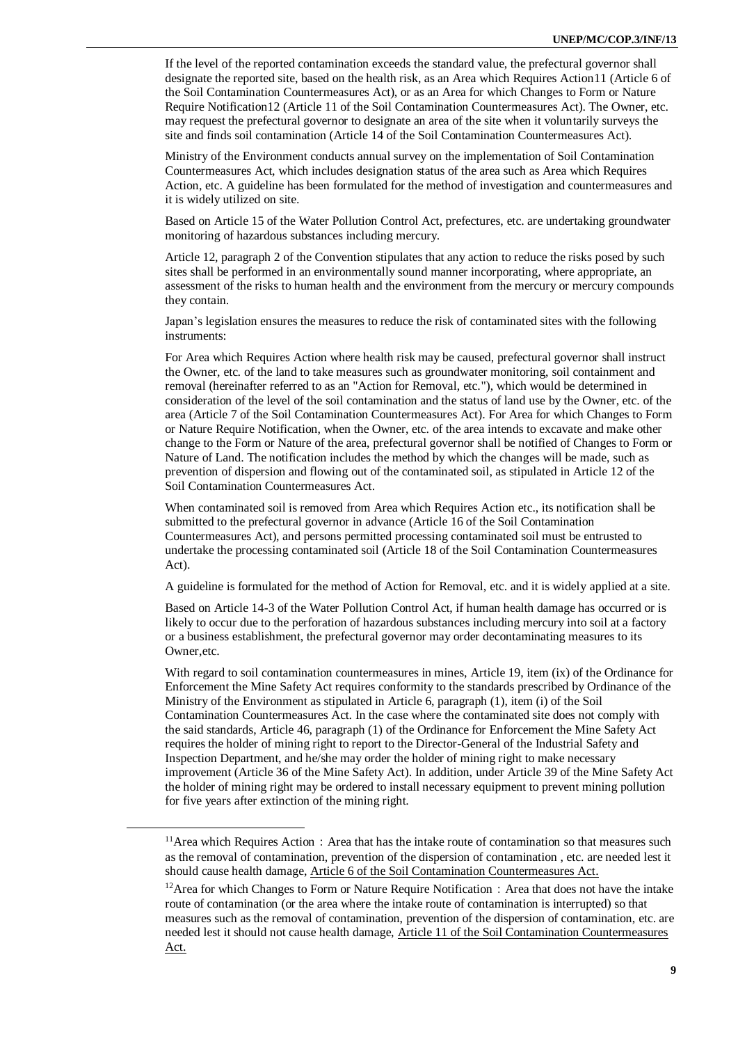If the level of the reported contamination exceeds the standard value, the prefectural governor shall designate the reported site, based on the health risk, as an Area which Requires Action[11] (Article 6 of the Soil Contamination Countermeasures Act), or as an Area for which Changes to Form or Nature Require Notification[12] (Article 11 of the Soil Contamination Countermeasures Act). The Owner, etc. may request the prefectural governor to designate an area of the site when it voluntarily surveys the site and finds soil contamination (Article 14 of the Soil Contamination Countermeasures Act).

Ministry of the Environment conducts annual survey on the implementation of Soil Contamination Countermeasures Act, which includes designation status of the area such as Area which Requires Action, etc. A guideline has been formulated for the method of investigation and countermeasures and it is widely utilized on site.

Based on Article 15 of the Water Pollution Control Act, prefectures, etc. are undertaking groundwater monitoring of hazardous substances including mercury.

Article 12, paragraph 2 of the Convention stipulates that any action to reduce the risks posed by such sites shall be performed in an environmentally sound manner incorporating, where appropriate, an assessment of the risks to human health and the environment from the mercury or mercury compounds they contain.

Japan's legislation ensures the measures to reduce the risk of contaminated sites with the following instruments:

For Area which Requires Action where health risk may be caused, prefectural governor shall instruct the Owner, etc. of the land to take measures such as groundwater monitoring, soil containment and removal (hereinafter referred to as an "Action for Removal, etc."), which would be determined in consideration of the level of the soil contamination and the status of land use by the Owner, etc. of the area (Article 7 of the Soil Contamination Countermeasures Act). For Area for which Changes to Form or Nature Require Notification, when the Owner, etc. of the area intends to excavate and make other change to the Form or Nature of the area, prefectural governor shall be notified of Changes to Form or Nature of Land. The notification includes the method by which the changes will be made, such as prevention of dispersion and flowing out of the contaminated soil, as stipulated in Article 12 of the Soil Contamination Countermeasures Act.

When contaminated soil is removed from Area which Requires Action etc., its notification shall be submitted to the prefectural governor in advance (Article 16 of the Soil Contamination Countermeasures Act), and persons permitted processing contaminated soil must be entrusted to undertake the processing contaminated soil (Article 18 of the Soil Contamination Countermeasures Act).

A guideline is formulated for the method of Action for Removal, etc. and it is widely applied at a site.

Based on Article 14-3 of the Water Pollution Control Act, if human health damage has occurred or is likely to occur due to the perforation of hazardous substances including mercury into soil at a factory or a business establishment, the prefectural governor may order decontaminating measures to its Owner,etc.

With regard to soil contamination countermeasures in mines, Article 19, item (ix) of the Ordinance for Enforcement the Mine Safety Act requires conformity to the standards prescribed by Ordinance of the Ministry of the Environment as stipulated in Article 6, paragraph (1), item (i) of the Soil Contamination Countermeasures Act. In the case where the contaminated site does not comply with the said standards, Article 46, paragraph (1) of the Ordinance for Enforcement the Mine Safety Act requires the holder of mining right to report to the Director-General of the Industrial Safety and Inspection Department, and he/she may order the holder of mining right to make necessary improvement (Article 36 of the Mine Safety Act). In addition, under Article 39 of the Mine Safety Act the holder of mining right may be ordered to install necessary equipment to prevent mining pollution for five years after extinction of the mining right.

---

[11] Area which Requires Action：Area that has the intake route of contamination so that measures such as the removal of contamination, prevention of the dispersion of contamination , etc. are needed lest it should cause health damage, Article 6 of the Soil Contamination Countermeasures Act.

[12] Area for which Changes to Form or Nature Require Notification：Area that does not have the intake route of contamination (or the area where the intake route of contamination is interrupted) so that measures such as the removal of contamination, prevention of the dispersion of contamination, etc. are needed lest it should not cause health damage, Article 11 of the Soil Contamination Countermeasures Act.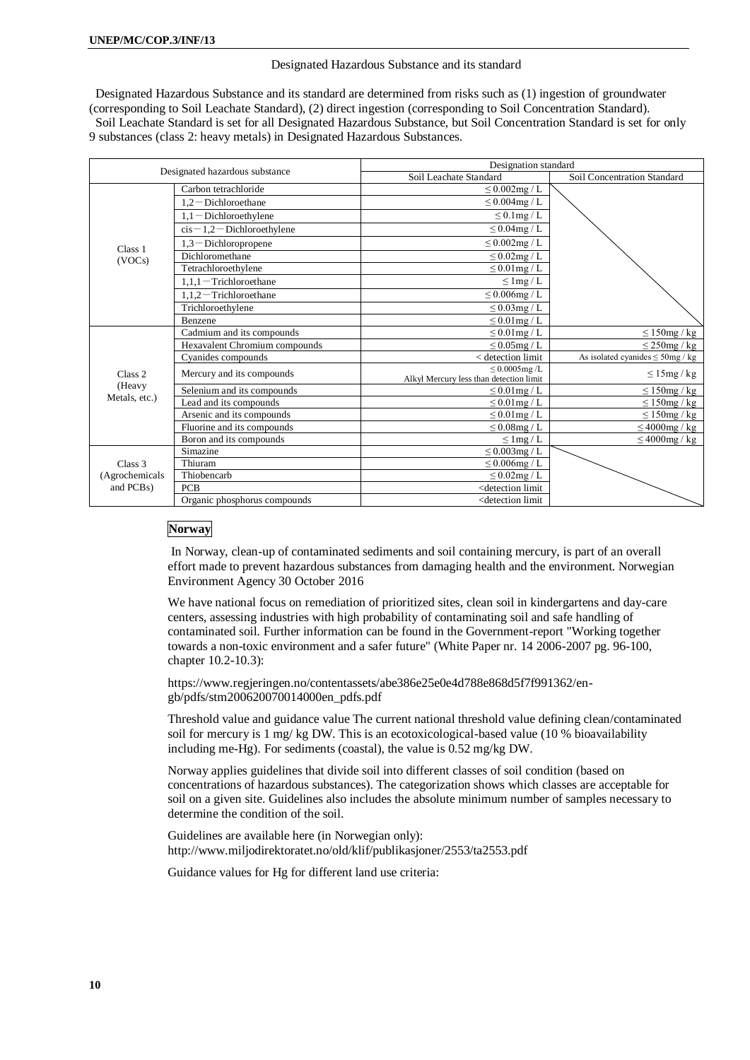Designated Hazardous Substance and its standard

Designated Hazardous Substance and its standard are determined from risks such as (1) ingestion of groundwater (corresponding to Soil Leachate Standard), (2) direct ingestion (corresponding to Soil Concentration Standard).
Soil Leachate Standard is set for all Designated Hazardous Substance, but Soil Concentration Standard is set for only 9 substances (class 2: heavy metals) in Designated Hazardous Substances.

| Designated hazardous substance | | Designation standard | |
|---|---|---|---|
| | | Soil Leachate Standard | Soil Concentration Standard |
| Class 1 (VOCs) | Carbon tetrachloride | ≤ 0.002mg / L | |
| | 1,2－Dichloroethane | ≤ 0.004mg / L | |
| | 1,1－Dichloroethylene | ≤ 0.1mg / L | |
| | cis－1,2－Dichloroethylene | ≤ 0.04mg / L | |
| | 1,3－Dichloropropene | ≤ 0.002mg / L | |
| | Dichloromethane | ≤ 0.02mg / L | |
| | Tetrachloroethylene | ≤ 0.01mg / L | |
| | 1,1,1－Trichloroethane | ≤ 1mg / L | |
| | 1,1,2－Trichloroethane | ≤ 0.006mg / L | |
| | Trichloroethylene | ≤ 0.03mg / L | |
| | Benzene | ≤ 0.01mg / L | |
| Class 2 (Heavy Metals, etc.) | Cadmium and its compounds | ≤ 0.01mg / L | ≤ 150mg / kg |
| | Hexavalent Chromium compounds | ≤ 0.05mg / L | ≤ 250mg / kg |
| | Cyanides compounds | < detection limit | As isolated cyanides ≤ 50mg / kg |
| | Mercury and its compounds | ≤ 0.0005mg /L Alkyl Mercury less than detection limit | ≤ 15mg / kg |
| | Selenium and its compounds | ≤ 0.01mg / L | ≤ 150mg / kg |
| | Lead and its compounds | ≤ 0.01mg / L | ≤ 150mg / kg |
| | Arsenic and its compounds | ≤ 0.01mg / L | ≤ 150mg / kg |
| | Fluorine and its compounds | ≤ 0.08mg / L | ≤ 4000mg / kg |
| | Boron and its compounds | ≤ 1mg / L | ≤ 4000mg / kg |
| Class 3 (Agrochemicals and PCBs) | Simazine | ≤ 0.003mg / L | |
| | Thiuram | ≤ 0.006mg / L | |
| | Thiobencarb | ≤ 0.02mg / L | |
| | PCB | <detection limit | |
| | Organic phosphorus compounds | <detection limit | |

**Norway**

In Norway, clean-up of contaminated sediments and soil containing mercury, is part of an overall effort made to prevent hazardous substances from damaging health and the environment. Norwegian Environment Agency 30 October 2016

We have national focus on remediation of prioritized sites, clean soil in kindergartens and day-care centers, assessing industries with high probability of contaminating soil and safe handling of contaminated soil. Further information can be found in the Government-report "Working together towards a non-toxic environment and a safer future" (White Paper nr. 14 2006-2007 pg. 96-100, chapter 10.2-10.3):

https://www.regjeringen.no/contentassets/abe386e25e0e4d788e868d5f7f991362/en-gb/pdfs/stm200620070014000en_pdfs.pdf

Threshold value and guidance value The current national threshold value defining clean/contaminated soil for mercury is 1 mg/ kg DW. This is an ecotoxicological-based value (10 % bioavailability including me-Hg). For sediments (coastal), the value is 0.52 mg/kg DW.

Norway applies guidelines that divide soil into different classes of soil condition (based on concentrations of hazardous substances). The categorization shows which classes are acceptable for soil on a given site. Guidelines also includes the absolute minimum number of samples necessary to determine the condition of the soil.

Guidelines are available here (in Norwegian only):
http://www.miljodirektoratet.no/old/klif/publikasjoner/2553/ta2553.pdf

Guidance values for Hg for different land use criteria: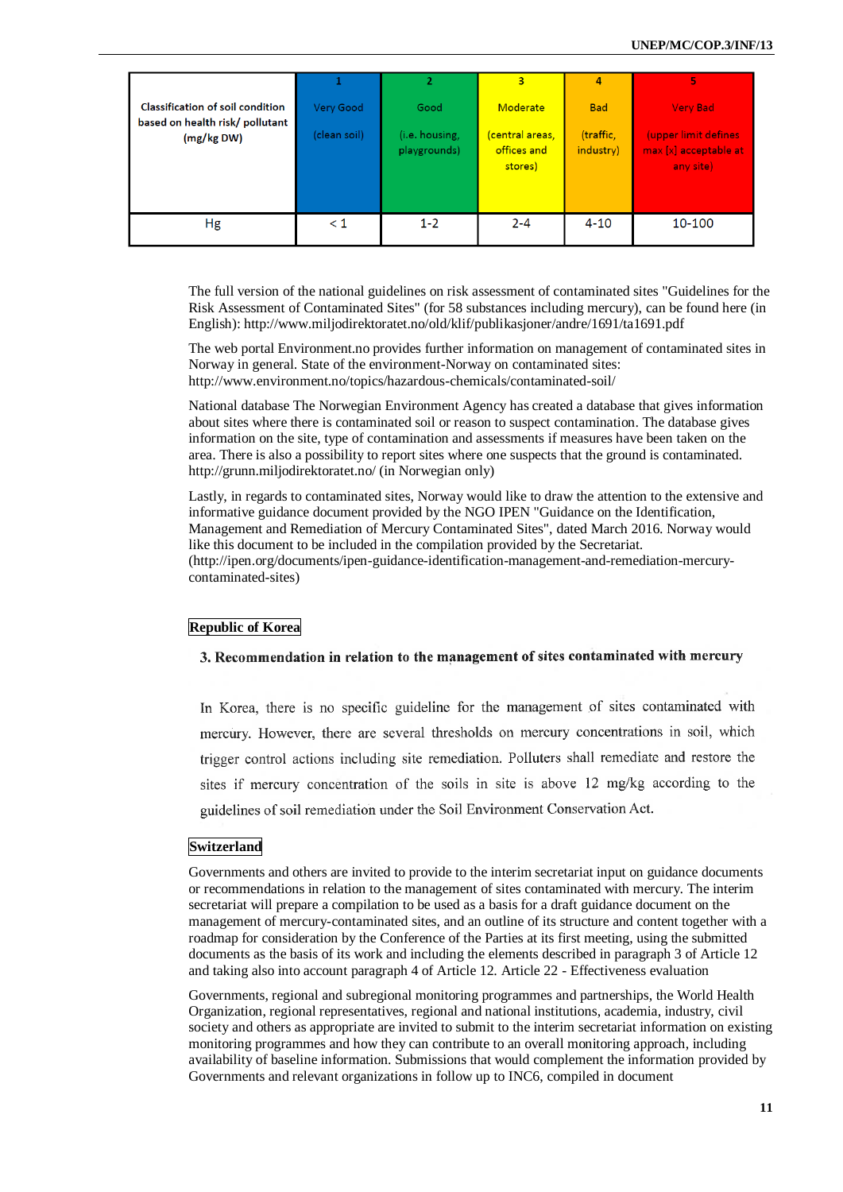| Classification of soil condition based on health risk/ pollutant (mg/kg DW) | 1<br>Very Good<br>(clean soil) | 2<br>Good<br>(i.e. housing, playgrounds) | 3<br>Moderate<br>(central areas, offices and stores) | 4<br>Bad<br>(traffic, industry) | 5<br>Very Bad<br>(upper limit defines max [x] acceptable at any site) |
|---|---|---|---|---|---|
| Hg | < 1 | 1-2 | 2-4 | 4-10 | 10-100 |

The full version of the national guidelines on risk assessment of contaminated sites "Guidelines for the Risk Assessment of Contaminated Sites" (for 58 substances including mercury), can be found here (in English): http://www.miljodirektoratet.no/old/klif/publikasjoner/andre/1691/ta1691.pdf

The web portal Environment.no provides further information on management of contaminated sites in Norway in general. State of the environment-Norway on contaminated sites: http://www.environment.no/topics/hazardous-chemicals/contaminated-soil/

National database The Norwegian Environment Agency has created a database that gives information about sites where there is contaminated soil or reason to suspect contamination. The database gives information on the site, type of contamination and assessments if measures have been taken on the area. There is also a possibility to report sites where one suspects that the ground is contaminated. http://grunn.miljodirektoratet.no/ (in Norwegian only)

Lastly, in regards to contaminated sites, Norway would like to draw the attention to the extensive and informative guidance document provided by the NGO IPEN "Guidance on the Identification, Management and Remediation of Mercury Contaminated Sites", dated March 2016. Norway would like this document to be included in the compilation provided by the Secretariat. (http://ipen.org/documents/ipen-guidance-identification-management-and-remediation-mercury-contaminated-sites)

## Republic of Korea

**3. Recommendation in relation to the management of sites contaminated with mercury**

In Korea, there is no specific guideline for the management of sites contaminated with mercury. However, there are several thresholds on mercury concentrations in soil, which trigger control actions including site remediation. Polluters shall remediate and restore the sites if mercury concentration of the soils in site is above 12 mg/kg according to the guidelines of soil remediation under the Soil Environment Conservation Act.

## Switzerland

Governments and others are invited to provide to the interim secretariat input on guidance documents or recommendations in relation to the management of sites contaminated with mercury. The interim secretariat will prepare a compilation to be used as a basis for a draft guidance document on the management of mercury-contaminated sites, and an outline of its structure and content together with a roadmap for consideration by the Conference of the Parties at its first meeting, using the submitted documents as the basis of its work and including the elements described in paragraph 3 of Article 12 and taking also into account paragraph 4 of Article 12. Article 22 - Effectiveness evaluation

Governments, regional and subregional monitoring programmes and partnerships, the World Health Organization, regional representatives, regional and national institutions, academia, industry, civil society and others as appropriate are invited to submit to the interim secretariat information on existing monitoring programmes and how they can contribute to an overall monitoring approach, including availability of baseline information. Submissions that would complement the information provided by Governments and relevant organizations in follow up to INC6, compiled in document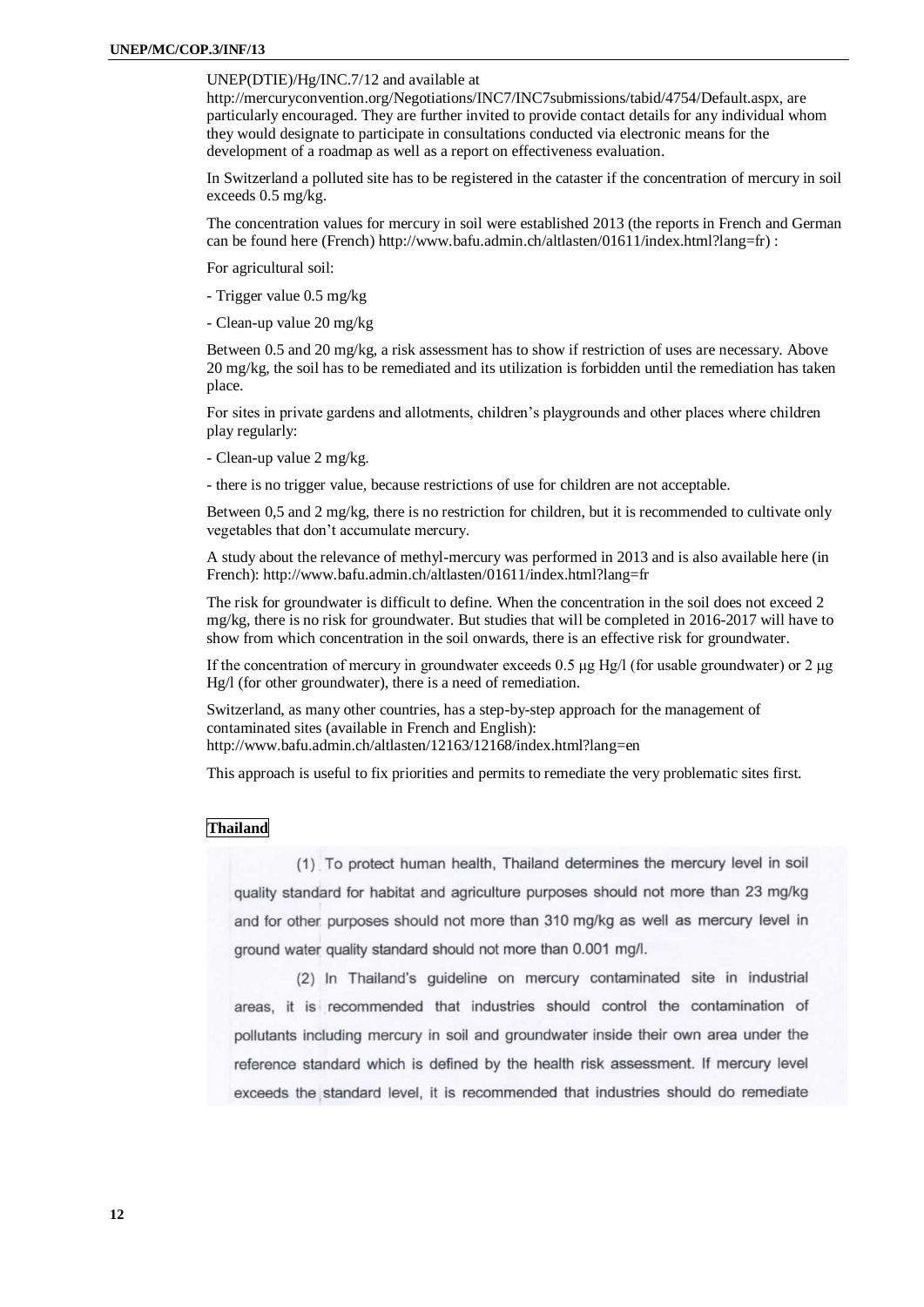UNEP(DTIE)/Hg/INC.7/12 and available at http://mercuryconvention.org/Negotiations/INC7/INC7submissions/tabid/4754/Default.aspx, are particularly encouraged. They are further invited to provide contact details for any individual whom they would designate to participate in consultations conducted via electronic means for the development of a roadmap as well as a report on effectiveness evaluation.

In Switzerland a polluted site has to be registered in the cataster if the concentration of mercury in soil exceeds 0.5 mg/kg.

The concentration values for mercury in soil were established 2013 (the reports in French and German can be found here (French) http://www.bafu.admin.ch/altlasten/01611/index.html?lang=fr) :

For agricultural soil:

- Trigger value 0.5 mg/kg

- Clean-up value 20 mg/kg

Between 0.5 and 20 mg/kg, a risk assessment has to show if restriction of uses are necessary. Above 20 mg/kg, the soil has to be remediated and its utilization is forbidden until the remediation has taken place.

For sites in private gardens and allotments, children's playgrounds and other places where children play regularly:

- Clean-up value 2 mg/kg.

- there is no trigger value, because restrictions of use for children are not acceptable.

Between 0,5 and 2 mg/kg, there is no restriction for children, but it is recommended to cultivate only vegetables that don't accumulate mercury.

A study about the relevance of methyl-mercury was performed in 2013 and is also available here (in French): http://www.bafu.admin.ch/altlasten/01611/index.html?lang=fr

The risk for groundwater is difficult to define. When the concentration in the soil does not exceed 2 mg/kg, there is no risk for groundwater. But studies that will be completed in 2016-2017 will have to show from which concentration in the soil onwards, there is an effective risk for groundwater.

If the concentration of mercury in groundwater exceeds 0.5 μg Hg/l (for usable groundwater) or 2 μg Hg/l (for other groundwater), there is a need of remediation.

Switzerland, as many other countries, has a step-by-step approach for the management of contaminated sites (available in French and English): http://www.bafu.admin.ch/altlasten/12163/12168/index.html?lang=en

This approach is useful to fix priorities and permits to remediate the very problematic sites first.

**Thailand**

(1) To protect human health, Thailand determines the mercury level in soil quality standard for habitat and agriculture purposes should not more than 23 mg/kg and for other purposes should not more than 310 mg/kg as well as mercury level in ground water quality standard should not more than 0.001 mg/l.

(2) In Thailand's guideline on mercury contaminated site in industrial areas, it is recommended that industries should control the contamination of pollutants including mercury in soil and groundwater inside their own area under the reference standard which is defined by the health risk assessment. If mercury level exceeds the standard level, it is recommended that industries should do remediate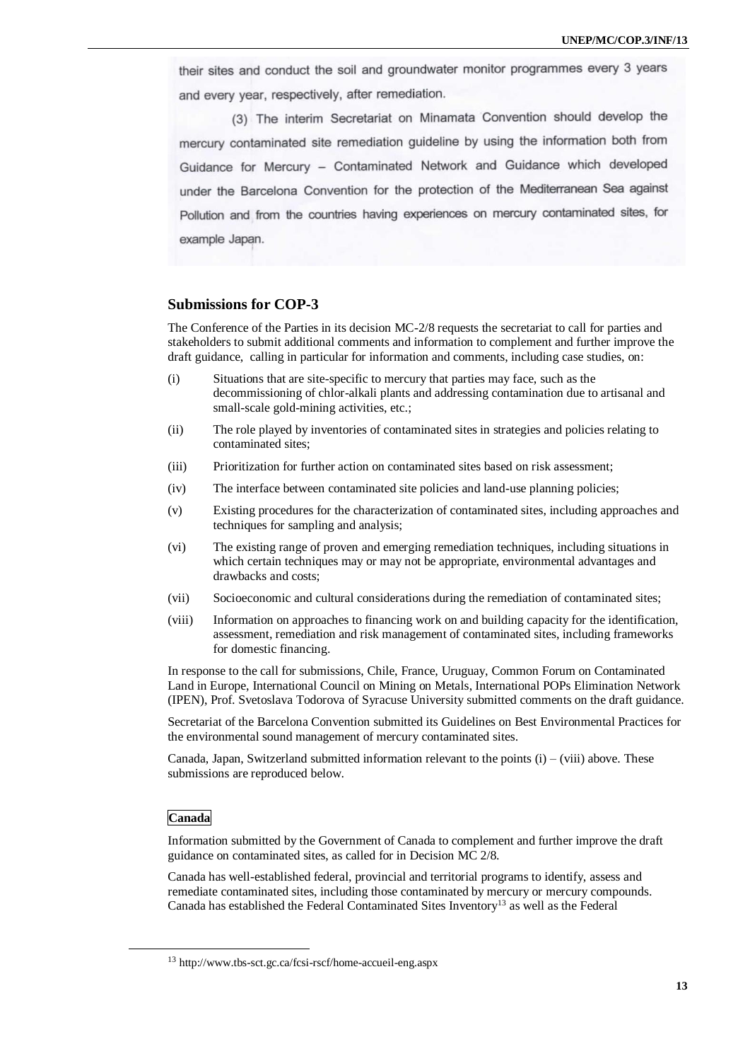their sites and conduct the soil and groundwater monitor programmes every 3 years and every year, respectively, after remediation.

(3) The interim Secretariat on Minamata Convention should develop the mercury contaminated site remediation guideline by using the information both from Guidance for Mercury – Contaminated Network and Guidance which developed under the Barcelona Convention for the protection of the Mediterranean Sea against Pollution and from the countries having experiences on mercury contaminated sites, for example Japan.

## Submissions for COP-3

The Conference of the Parties in its decision MC-2/8 requests the secretariat to call for parties and stakeholders to submit additional comments and information to complement and further improve the draft guidance, calling in particular for information and comments, including case studies, on:

(i) Situations that are site-specific to mercury that parties may face, such as the decommissioning of chlor-alkali plants and addressing contamination due to artisanal and small-scale gold-mining activities, etc.;

(ii) The role played by inventories of contaminated sites in strategies and policies relating to contaminated sites;

(iii) Prioritization for further action on contaminated sites based on risk assessment;

(iv) The interface between contaminated site policies and land-use planning policies;

(v) Existing procedures for the characterization of contaminated sites, including approaches and techniques for sampling and analysis;

(vi) The existing range of proven and emerging remediation techniques, including situations in which certain techniques may or may not be appropriate, environmental advantages and drawbacks and costs;

(vii) Socioeconomic and cultural considerations during the remediation of contaminated sites;

(viii) Information on approaches to financing work on and building capacity for the identification, assessment, remediation and risk management of contaminated sites, including frameworks for domestic financing.

In response to the call for submissions, Chile, France, Uruguay, Common Forum on Contaminated Land in Europe, International Council on Mining on Metals, International POPs Elimination Network (IPEN), Prof. Svetoslava Todorova of Syracuse University submitted comments on the draft guidance.

Secretariat of the Barcelona Convention submitted its Guidelines on Best Environmental Practices for the environmental sound management of mercury contaminated sites.

Canada, Japan, Switzerland submitted information relevant to the points (i) – (viii) above. These submissions are reproduced below.

### Canada

Information submitted by the Government of Canada to complement and further improve the draft guidance on contaminated sites, as called for in Decision MC 2/8.

Canada has well-established federal, provincial and territorial programs to identify, assess and remediate contaminated sites, including those contaminated by mercury or mercury compounds. Canada has established the Federal Contaminated Sites Inventory[13] as well as the Federal

[13] http://www.tbs-sct.gc.ca/fcsi-rscf/home-accueil-eng.aspx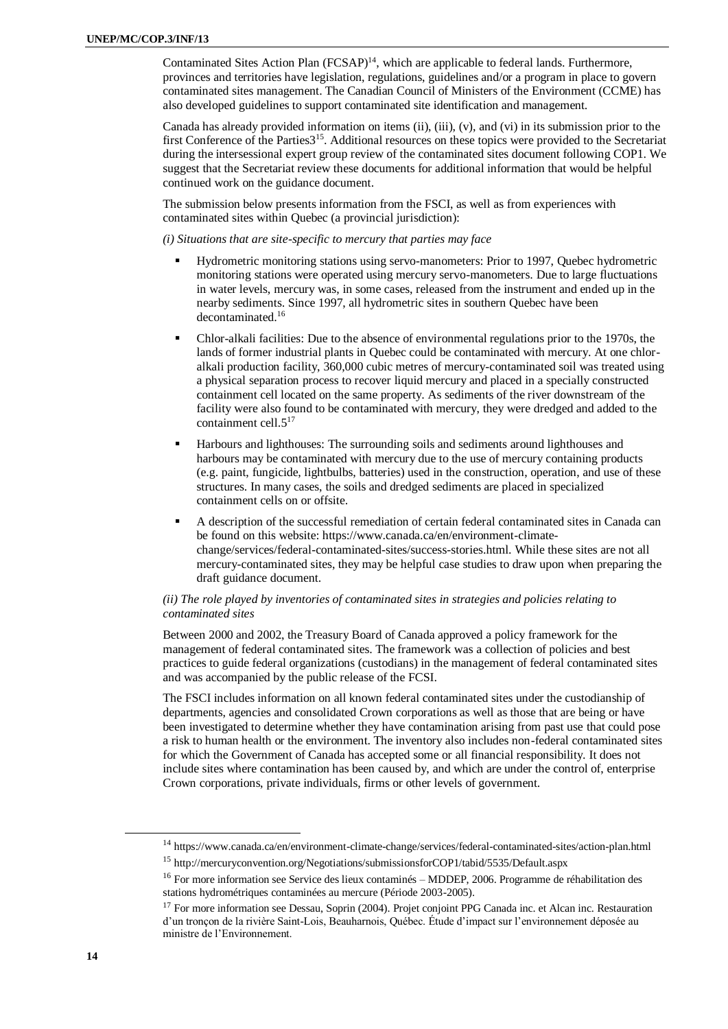Contaminated Sites Action Plan (FCSAP)[14], which are applicable to federal lands. Furthermore, provinces and territories have legislation, regulations, guidelines and/or a program in place to govern contaminated sites management. The Canadian Council of Ministers of the Environment (CCME) has also developed guidelines to support contaminated site identification and management.

Canada has already provided information on items (ii), (iii), (v), and (vi) in its submission prior to the first Conference of the Parties3[15]. Additional resources on these topics were provided to the Secretariat during the intersessional expert group review of the contaminated sites document following COP1. We suggest that the Secretariat review these documents for additional information that would be helpful continued work on the guidance document.

The submission below presents information from the FSCI, as well as from experiences with contaminated sites within Quebec (a provincial jurisdiction):

*(i) Situations that are site-specific to mercury that parties may face*

- Hydrometric monitoring stations using servo-manometers: Prior to 1997, Quebec hydrometric monitoring stations were operated using mercury servo-manometers. Due to large fluctuations in water levels, mercury was, in some cases, released from the instrument and ended up in the nearby sediments. Since 1997, all hydrometric sites in southern Quebec have been decontaminated.[16]
- Chlor-alkali facilities: Due to the absence of environmental regulations prior to the 1970s, the lands of former industrial plants in Quebec could be contaminated with mercury. At one chlor-alkali production facility, 360,000 cubic metres of mercury-contaminated soil was treated using a physical separation process to recover liquid mercury and placed in a specially constructed containment cell located on the same property. As sediments of the river downstream of the facility were also found to be contaminated with mercury, they were dredged and added to the containment cell.5[17]
- Harbours and lighthouses: The surrounding soils and sediments around lighthouses and harbours may be contaminated with mercury due to the use of mercury containing products (e.g. paint, fungicide, lightbulbs, batteries) used in the construction, operation, and use of these structures. In many cases, the soils and dredged sediments are placed in specialized containment cells on or offsite.
- A description of the successful remediation of certain federal contaminated sites in Canada can be found on this website: https://www.canada.ca/en/environment-climate-change/services/federal-contaminated-sites/success-stories.html. While these sites are not all mercury-contaminated sites, they may be helpful case studies to draw upon when preparing the draft guidance document.

*(ii) The role played by inventories of contaminated sites in strategies and policies relating to contaminated sites*

Between 2000 and 2002, the Treasury Board of Canada approved a policy framework for the management of federal contaminated sites. The framework was a collection of policies and best practices to guide federal organizations (custodians) in the management of federal contaminated sites and was accompanied by the public release of the FCSI.

The FSCI includes information on all known federal contaminated sites under the custodianship of departments, agencies and consolidated Crown corporations as well as those that are being or have been investigated to determine whether they have contamination arising from past use that could pose a risk to human health or the environment. The inventory also includes non-federal contaminated sites for which the Government of Canada has accepted some or all financial responsibility. It does not include sites where contamination has been caused by, and which are under the control of, enterprise Crown corporations, private individuals, firms or other levels of government.

---

[14] https://www.canada.ca/en/environment-climate-change/services/federal-contaminated-sites/action-plan.html

[15] http://mercuryconvention.org/Negotiations/submissionsforCOP1/tabid/5535/Default.aspx

[16] For more information see Service des lieux contaminés – MDDEP, 2006. Programme de réhabilitation des stations hydrométriques contaminées au mercure (Période 2003-2005).

[17] For more information see Dessau, Soprin (2004). Projet conjoint PPG Canada inc. et Alcan inc. Restauration d'un tronçon de la rivière Saint-Lois, Beauharnois, Québec. Étude d'impact sur l'environnement déposée au ministre de l'Environnement.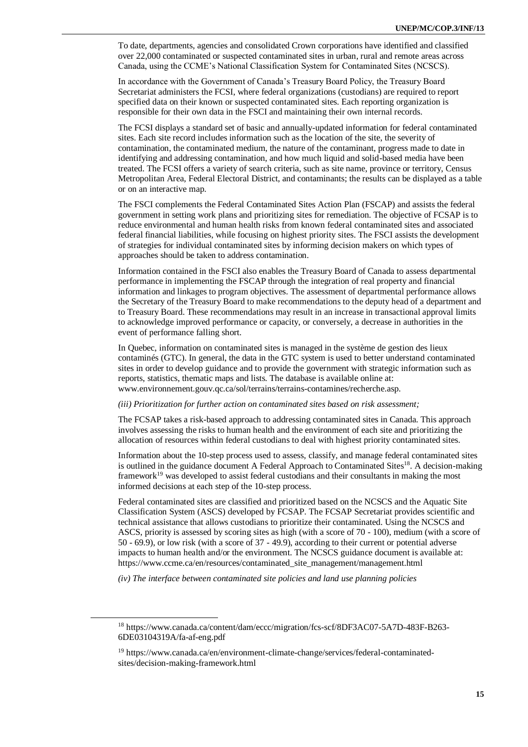To date, departments, agencies and consolidated Crown corporations have identified and classified over 22,000 contaminated or suspected contaminated sites in urban, rural and remote areas across Canada, using the CCME's National Classification System for Contaminated Sites (NCSCS).

In accordance with the Government of Canada's Treasury Board Policy, the Treasury Board Secretariat administers the FCSI, where federal organizations (custodians) are required to report specified data on their known or suspected contaminated sites. Each reporting organization is responsible for their own data in the FSCI and maintaining their own internal records.

The FCSI displays a standard set of basic and annually-updated information for federal contaminated sites. Each site record includes information such as the location of the site, the severity of contamination, the contaminated medium, the nature of the contaminant, progress made to date in identifying and addressing contamination, and how much liquid and solid-based media have been treated. The FCSI offers a variety of search criteria, such as site name, province or territory, Census Metropolitan Area, Federal Electoral District, and contaminants; the results can be displayed as a table or on an interactive map.

The FSCI complements the Federal Contaminated Sites Action Plan (FSCAP) and assists the federal government in setting work plans and prioritizing sites for remediation. The objective of FCSAP is to reduce environmental and human health risks from known federal contaminated sites and associated federal financial liabilities, while focusing on highest priority sites. The FSCI assists the development of strategies for individual contaminated sites by informing decision makers on which types of approaches should be taken to address contamination.

Information contained in the FSCI also enables the Treasury Board of Canada to assess departmental performance in implementing the FSCAP through the integration of real property and financial information and linkages to program objectives. The assessment of departmental performance allows the Secretary of the Treasury Board to make recommendations to the deputy head of a department and to Treasury Board. These recommendations may result in an increase in transactional approval limits to acknowledge improved performance or capacity, or conversely, a decrease in authorities in the event of performance falling short.

In Quebec, information on contaminated sites is managed in the système de gestion des lieux contaminés (GTC). In general, the data in the GTC system is used to better understand contaminated sites in order to develop guidance and to provide the government with strategic information such as reports, statistics, thematic maps and lists. The database is available online at: www.environnement.gouv.qc.ca/sol/terrains/terrains-contamines/recherche.asp.

*(iii) Prioritization for further action on contaminated sites based on risk assessment;*

The FCSAP takes a risk-based approach to addressing contaminated sites in Canada. This approach involves assessing the risks to human health and the environment of each site and prioritizing the allocation of resources within federal custodians to deal with highest priority contaminated sites.

Information about the 10-step process used to assess, classify, and manage federal contaminated sites is outlined in the guidance document A Federal Approach to Contaminated Sites[18]. A decision-making framework[19] was developed to assist federal custodians and their consultants in making the most informed decisions at each step of the 10-step process.

Federal contaminated sites are classified and prioritized based on the NCSCS and the Aquatic Site Classification System (ASCS) developed by FCSAP. The FCSAP Secretariat provides scientific and technical assistance that allows custodians to prioritize their contaminated. Using the NCSCS and ASCS, priority is assessed by scoring sites as high (with a score of 70 - 100), medium (with a score of 50 - 69.9), or low risk (with a score of 37 - 49.9), according to their current or potential adverse impacts to human health and/or the environment. The NCSCS guidance document is available at: https://www.ccme.ca/en/resources/contaminated_site_management/management.html

*(iv) The interface between contaminated site policies and land use planning policies*

---

[18] https://www.canada.ca/content/dam/eccc/migration/fcs-scf/8DF3AC07-5A7D-483F-B263-6DE03104319A/fa-af-eng.pdf

[19] https://www.canada.ca/en/environment-climate-change/services/federal-contaminated-sites/decision-making-framework.html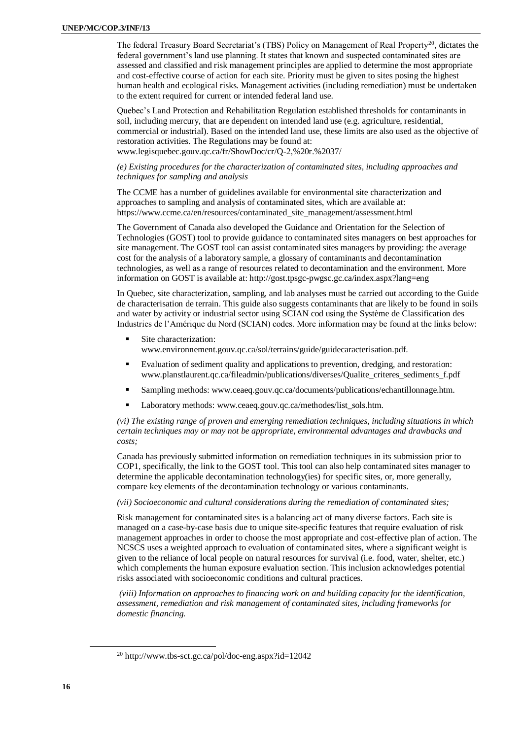The federal Treasury Board Secretariat's (TBS) Policy on Management of Real Property[20], dictates the federal government's land use planning. It states that known and suspected contaminated sites are assessed and classified and risk management principles are applied to determine the most appropriate and cost-effective course of action for each site. Priority must be given to sites posing the highest human health and ecological risks. Management activities (including remediation) must be undertaken to the extent required for current or intended federal land use.

Quebec's Land Protection and Rehabilitation Regulation established thresholds for contaminants in soil, including mercury, that are dependent on intended land use (e.g. agriculture, residential, commercial or industrial). Based on the intended land use, these limits are also used as the objective of restoration activities. The Regulations may be found at: www.legisquebec.gouv.qc.ca/fr/ShowDoc/cr/Q-2,%20r.%2037/

*(e) Existing procedures for the characterization of contaminated sites, including approaches and techniques for sampling and analysis*

The CCME has a number of guidelines available for environmental site characterization and approaches to sampling and analysis of contaminated sites, which are available at: https://www.ccme.ca/en/resources/contaminated_site_management/assessment.html

The Government of Canada also developed the Guidance and Orientation for the Selection of Technologies (GOST) tool to provide guidance to contaminated sites managers on best approaches for site management. The GOST tool can assist contaminated sites managers by providing: the average cost for the analysis of a laboratory sample, a glossary of contaminants and decontamination technologies, as well as a range of resources related to decontamination and the environment. More information on GOST is available at: http://gost.tpsgc-pwgsc.gc.ca/index.aspx?lang=eng

In Quebec, site characterization, sampling, and lab analyses must be carried out according to the Guide de characterisation de terrain. This guide also suggests contaminants that are likely to be found in soils and water by activity or industrial sector using SCIAN cod using the Système de Classification des Industries de l'Amérique du Nord (SCIAN) codes. More information may be found at the links below:

- Site characterization: www.environnement.gouv.qc.ca/sol/terrains/guide/guidecaracterisation.pdf.
- Evaluation of sediment quality and applications to prevention, dredging, and restoration: www.planstlaurent.qc.ca/fileadmin/publications/diverses/Qualite_criteres_sediments_f.pdf
- Sampling methods: www.ceaeq.gouv.qc.ca/documents/publications/echantillonnage.htm.
- Laboratory methods: www.ceaeq.gouv.qc.ca/methodes/list_sols.htm.

*(vi) The existing range of proven and emerging remediation techniques, including situations in which certain techniques may or may not be appropriate, environmental advantages and drawbacks and costs;*

Canada has previously submitted information on remediation techniques in its submission prior to COP1, specifically, the link to the GOST tool. This tool can also help contaminated sites manager to determine the applicable decontamination technology(ies) for specific sites, or, more generally, compare key elements of the decontamination technology or various contaminants.

*(vii) Socioeconomic and cultural considerations during the remediation of contaminated sites;*

Risk management for contaminated sites is a balancing act of many diverse factors. Each site is managed on a case-by-case basis due to unique site-specific features that require evaluation of risk management approaches in order to choose the most appropriate and cost-effective plan of action. The NCSCS uses a weighted approach to evaluation of contaminated sites, where a significant weight is given to the reliance of local people on natural resources for survival (i.e. food, water, shelter, etc.) which complements the human exposure evaluation section. This inclusion acknowledges potential risks associated with socioeconomic conditions and cultural practices.

*(viii) Information on approaches to financing work on and building capacity for the identification, assessment, remediation and risk management of contaminated sites, including frameworks for domestic financing.*

[20] http://www.tbs-sct.gc.ca/pol/doc-eng.aspx?id=12042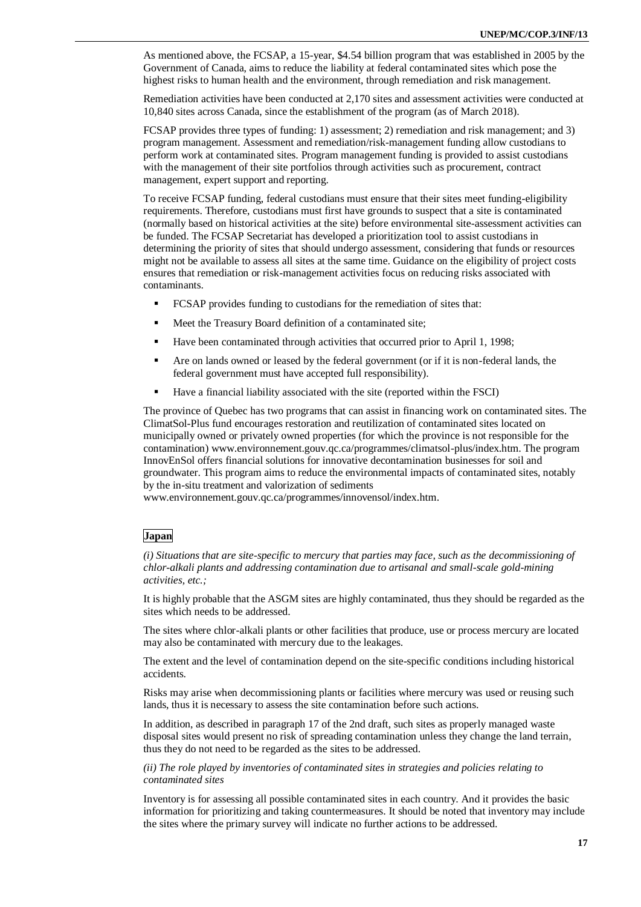As mentioned above, the FCSAP, a 15-year, $4.54 billion program that was established in 2005 by the Government of Canada, aims to reduce the liability at federal contaminated sites which pose the highest risks to human health and the environment, through remediation and risk management.

Remediation activities have been conducted at 2,170 sites and assessment activities were conducted at 10,840 sites across Canada, since the establishment of the program (as of March 2018).

FCSAP provides three types of funding: 1) assessment; 2) remediation and risk management; and 3) program management. Assessment and remediation/risk-management funding allow custodians to perform work at contaminated sites. Program management funding is provided to assist custodians with the management of their site portfolios through activities such as procurement, contract management, expert support and reporting.

To receive FCSAP funding, federal custodians must ensure that their sites meet funding-eligibility requirements. Therefore, custodians must first have grounds to suspect that a site is contaminated (normally based on historical activities at the site) before environmental site-assessment activities can be funded. The FCSAP Secretariat has developed a prioritization tool to assist custodians in determining the priority of sites that should undergo assessment, considering that funds or resources might not be available to assess all sites at the same time. Guidance on the eligibility of project costs ensures that remediation or risk-management activities focus on reducing risks associated with contaminants.

- FCSAP provides funding to custodians for the remediation of sites that:
- Meet the Treasury Board definition of a contaminated site;
- Have been contaminated through activities that occurred prior to April 1, 1998;
- Are on lands owned or leased by the federal government (or if it is non-federal lands, the federal government must have accepted full responsibility).
- Have a financial liability associated with the site (reported within the FSCI)

The province of Quebec has two programs that can assist in financing work on contaminated sites. The ClimatSol-Plus fund encourages restoration and reutilization of contaminated sites located on municipally owned or privately owned properties (for which the province is not responsible for the contamination) www.environnement.gouv.qc.ca/programmes/climatsol-plus/index.htm. The program InnovEnSol offers financial solutions for innovative decontamination businesses for soil and groundwater. This program aims to reduce the environmental impacts of contaminated sites, notably by the in-situ treatment and valorization of sediments www.environnement.gouv.qc.ca/programmes/innovensol/index.htm.

**Japan**

*(i) Situations that are site-specific to mercury that parties may face, such as the decommissioning of chlor-alkali plants and addressing contamination due to artisanal and small-scale gold-mining activities, etc.;*

It is highly probable that the ASGM sites are highly contaminated, thus they should be regarded as the sites which needs to be addressed.

The sites where chlor-alkali plants or other facilities that produce, use or process mercury are located may also be contaminated with mercury due to the leakages.

The extent and the level of contamination depend on the site-specific conditions including historical accidents.

Risks may arise when decommissioning plants or facilities where mercury was used or reusing such lands, thus it is necessary to assess the site contamination before such actions.

In addition, as described in paragraph 17 of the 2nd draft, such sites as properly managed waste disposal sites would present no risk of spreading contamination unless they change the land terrain, thus they do not need to be regarded as the sites to be addressed.

*(ii) The role played by inventories of contaminated sites in strategies and policies relating to contaminated sites*

Inventory is for assessing all possible contaminated sites in each country. And it provides the basic information for prioritizing and taking countermeasures. It should be noted that inventory may include the sites where the primary survey will indicate no further actions to be addressed.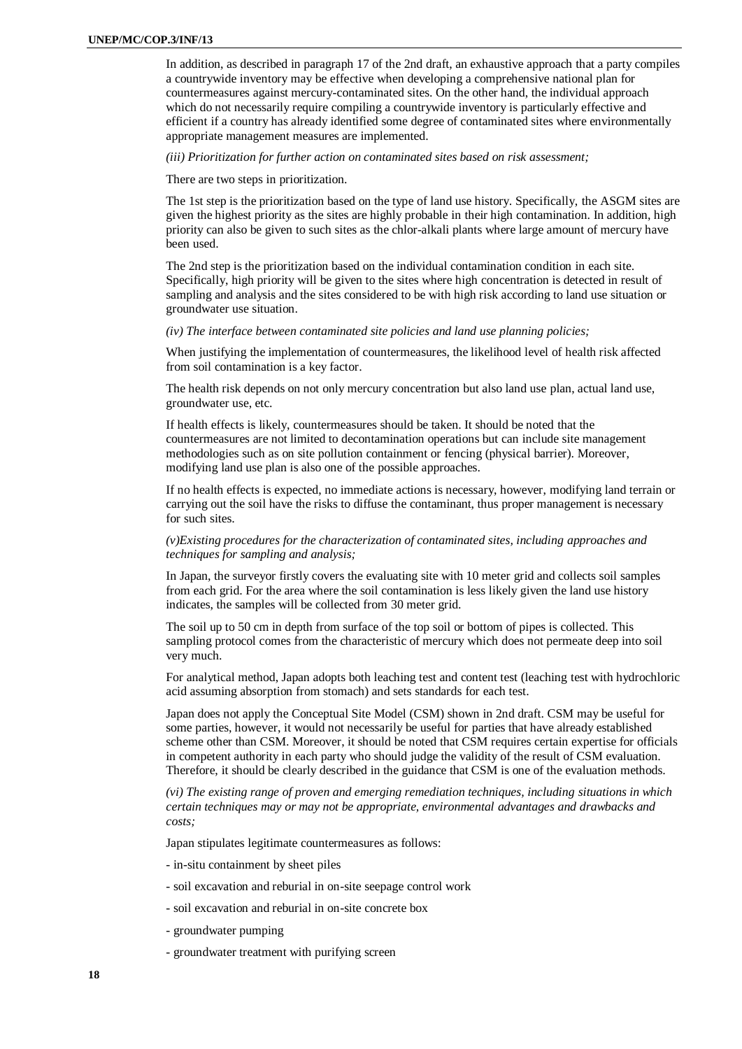In addition, as described in paragraph 17 of the 2nd draft, an exhaustive approach that a party compiles a countrywide inventory may be effective when developing a comprehensive national plan for countermeasures against mercury-contaminated sites. On the other hand, the individual approach which do not necessarily require compiling a countrywide inventory is particularly effective and efficient if a country has already identified some degree of contaminated sites where environmentally appropriate management measures are implemented.

*(iii) Prioritization for further action on contaminated sites based on risk assessment;*

There are two steps in prioritization.

The 1st step is the prioritization based on the type of land use history. Specifically, the ASGM sites are given the highest priority as the sites are highly probable in their high contamination. In addition, high priority can also be given to such sites as the chlor-alkali plants where large amount of mercury have been used.

The 2nd step is the prioritization based on the individual contamination condition in each site. Specifically, high priority will be given to the sites where high concentration is detected in result of sampling and analysis and the sites considered to be with high risk according to land use situation or groundwater use situation.

*(iv) The interface between contaminated site policies and land use planning policies;*

When justifying the implementation of countermeasures, the likelihood level of health risk affected from soil contamination is a key factor.

The health risk depends on not only mercury concentration but also land use plan, actual land use, groundwater use, etc.

If health effects is likely, countermeasures should be taken. It should be noted that the countermeasures are not limited to decontamination operations but can include site management methodologies such as on site pollution containment or fencing (physical barrier). Moreover, modifying land use plan is also one of the possible approaches.

If no health effects is expected, no immediate actions is necessary, however, modifying land terrain or carrying out the soil have the risks to diffuse the contaminant, thus proper management is necessary for such sites.

*(v)Existing procedures for the characterization of contaminated sites, including approaches and techniques for sampling and analysis;*

In Japan, the surveyor firstly covers the evaluating site with 10 meter grid and collects soil samples from each grid. For the area where the soil contamination is less likely given the land use history indicates, the samples will be collected from 30 meter grid.

The soil up to 50 cm in depth from surface of the top soil or bottom of pipes is collected. This sampling protocol comes from the characteristic of mercury which does not permeate deep into soil very much.

For analytical method, Japan adopts both leaching test and content test (leaching test with hydrochloric acid assuming absorption from stomach) and sets standards for each test.

Japan does not apply the Conceptual Site Model (CSM) shown in 2nd draft. CSM may be useful for some parties, however, it would not necessarily be useful for parties that have already established scheme other than CSM. Moreover, it should be noted that CSM requires certain expertise for officials in competent authority in each party who should judge the validity of the result of CSM evaluation. Therefore, it should be clearly described in the guidance that CSM is one of the evaluation methods.

*(vi) The existing range of proven and emerging remediation techniques, including situations in which certain techniques may or may not be appropriate, environmental advantages and drawbacks and costs;*

Japan stipulates legitimate countermeasures as follows:

- in-situ containment by sheet piles
- soil excavation and reburial in on-site seepage control work
- soil excavation and reburial in on-site concrete box
- groundwater pumping
- groundwater treatment with purifying screen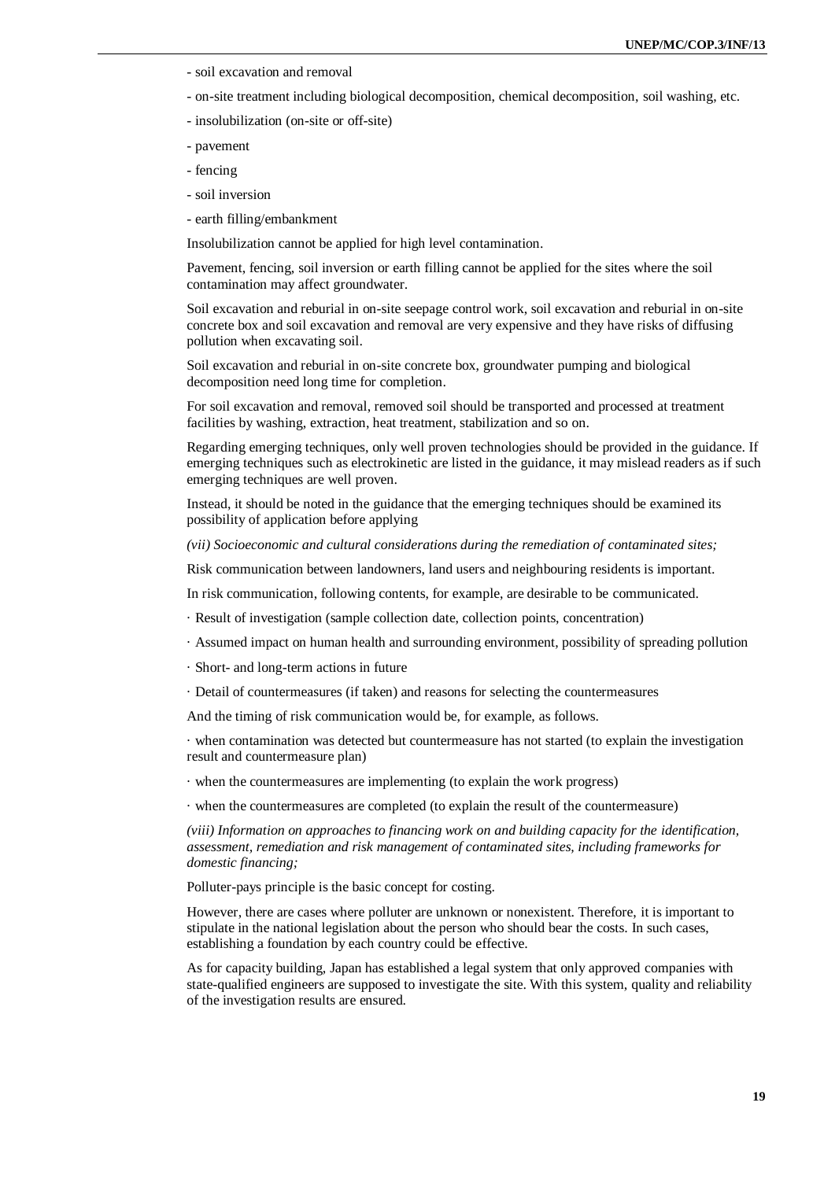- soil excavation and removal

- on-site treatment including biological decomposition, chemical decomposition, soil washing, etc.

- insolubilization (on-site or off-site)

- pavement

- fencing

- soil inversion

- earth filling/embankment

Insolubilization cannot be applied for high level contamination.

Pavement, fencing, soil inversion or earth filling cannot be applied for the sites where the soil contamination may affect groundwater.

Soil excavation and reburial in on-site seepage control work, soil excavation and reburial in on-site concrete box and soil excavation and removal are very expensive and they have risks of diffusing pollution when excavating soil.

Soil excavation and reburial in on-site concrete box, groundwater pumping and biological decomposition need long time for completion.

For soil excavation and removal, removed soil should be transported and processed at treatment facilities by washing, extraction, heat treatment, stabilization and so on.

Regarding emerging techniques, only well proven technologies should be provided in the guidance. If emerging techniques such as electrokinetic are listed in the guidance, it may mislead readers as if such emerging techniques are well proven.

Instead, it should be noted in the guidance that the emerging techniques should be examined its possibility of application before applying

*(vii) Socioeconomic and cultural considerations during the remediation of contaminated sites;*

Risk communication between landowners, land users and neighbouring residents is important.

In risk communication, following contents, for example, are desirable to be communicated.

· Result of investigation (sample collection date, collection points, concentration)

· Assumed impact on human health and surrounding environment, possibility of spreading pollution

· Short- and long-term actions in future

· Detail of countermeasures (if taken) and reasons for selecting the countermeasures

And the timing of risk communication would be, for example, as follows.

· when contamination was detected but countermeasure has not started (to explain the investigation result and countermeasure plan)

· when the countermeasures are implementing (to explain the work progress)

· when the countermeasures are completed (to explain the result of the countermeasure)

*(viii) Information on approaches to financing work on and building capacity for the identification, assessment, remediation and risk management of contaminated sites, including frameworks for domestic financing;*

Polluter-pays principle is the basic concept for costing.

However, there are cases where polluter are unknown or nonexistent. Therefore, it is important to stipulate in the national legislation about the person who should bear the costs. In such cases, establishing a foundation by each country could be effective.

As for capacity building, Japan has established a legal system that only approved companies with state-qualified engineers are supposed to investigate the site. With this system, quality and reliability of the investigation results are ensured.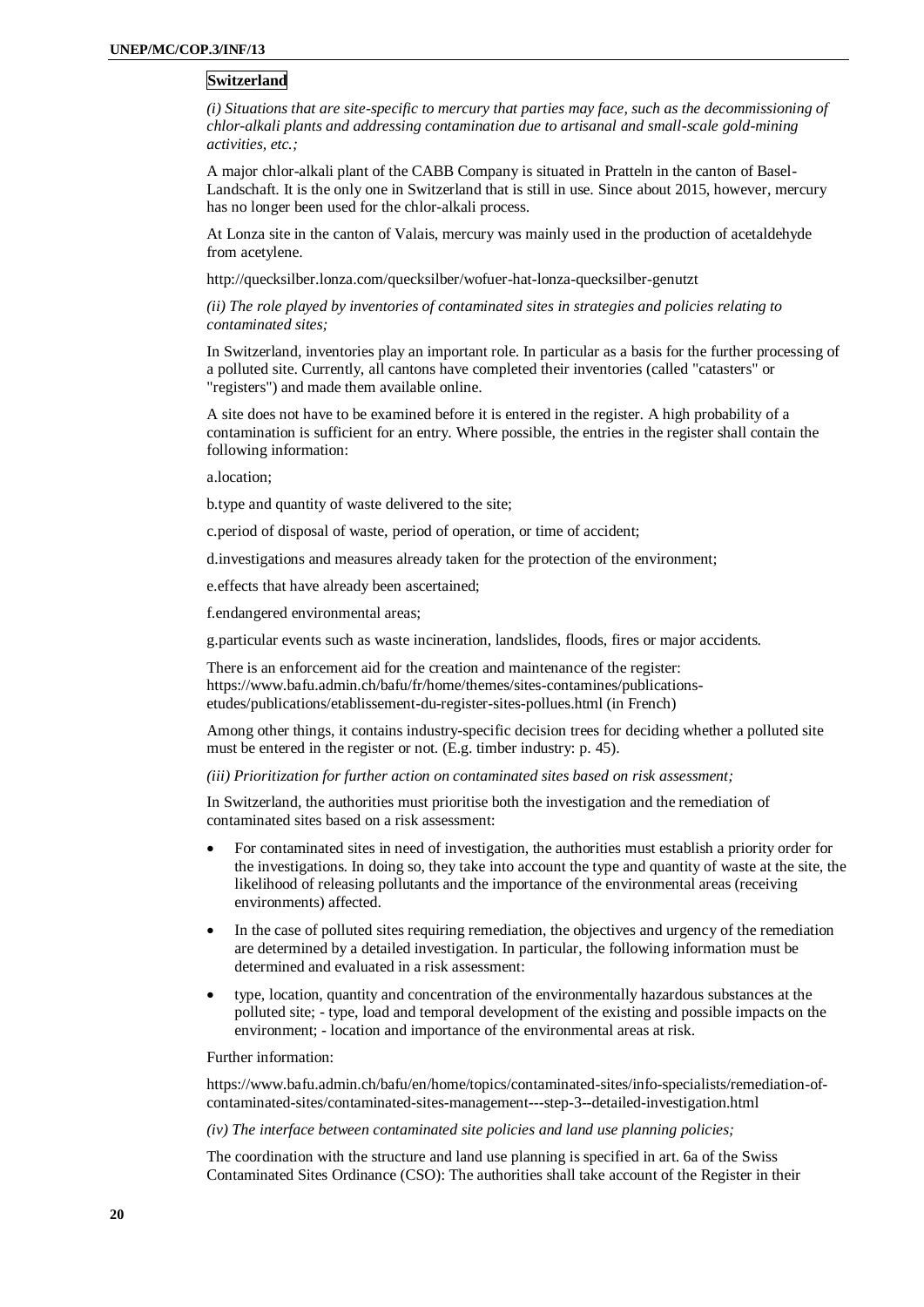**Switzerland**

*(i) Situations that are site-specific to mercury that parties may face, such as the decommissioning of chlor-alkali plants and addressing contamination due to artisanal and small-scale gold-mining activities, etc.;*

A major chlor-alkali plant of the CABB Company is situated in Pratteln in the canton of Basel-Landschaft. It is the only one in Switzerland that is still in use. Since about 2015, however, mercury has no longer been used for the chlor-alkali process.

At Lonza site in the canton of Valais, mercury was mainly used in the production of acetaldehyde from acetylene.

http://quecksilber.lonza.com/quecksilber/wofuer-hat-lonza-quecksilber-genutzt

*(ii) The role played by inventories of contaminated sites in strategies and policies relating to contaminated sites;*

In Switzerland, inventories play an important role. In particular as a basis for the further processing of a polluted site. Currently, all cantons have completed their inventories (called "catasters" or "registers") and made them available online.

A site does not have to be examined before it is entered in the register. A high probability of a contamination is sufficient for an entry. Where possible, the entries in the register shall contain the following information:

a.location;

b.type and quantity of waste delivered to the site;

c.period of disposal of waste, period of operation, or time of accident;

d.investigations and measures already taken for the protection of the environment;

e.effects that have already been ascertained;

f.endangered environmental areas;

g.particular events such as waste incineration, landslides, floods, fires or major accidents.

There is an enforcement aid for the creation and maintenance of the register: https://www.bafu.admin.ch/bafu/fr/home/themes/sites-contamines/publications-etudes/publications/etablissement-du-register-sites-pollues.html (in French)

Among other things, it contains industry-specific decision trees for deciding whether a polluted site must be entered in the register or not. (E.g. timber industry: p. 45).

*(iii) Prioritization for further action on contaminated sites based on risk assessment;*

In Switzerland, the authorities must prioritise both the investigation and the remediation of contaminated sites based on a risk assessment:

- For contaminated sites in need of investigation, the authorities must establish a priority order for the investigations. In doing so, they take into account the type and quantity of waste at the site, the likelihood of releasing pollutants and the importance of the environmental areas (receiving environments) affected.
- In the case of polluted sites requiring remediation, the objectives and urgency of the remediation are determined by a detailed investigation. In particular, the following information must be determined and evaluated in a risk assessment:
- type, location, quantity and concentration of the environmentally hazardous substances at the polluted site; - type, load and temporal development of the existing and possible impacts on the environment; - location and importance of the environmental areas at risk.

Further information:

https://www.bafu.admin.ch/bafu/en/home/topics/contaminated-sites/info-specialists/remediation-of-contaminated-sites/contaminated-sites-management---step-3--detailed-investigation.html

*(iv) The interface between contaminated site policies and land use planning policies;*

The coordination with the structure and land use planning is specified in art. 6a of the Swiss Contaminated Sites Ordinance (CSO): The authorities shall take account of the Register in their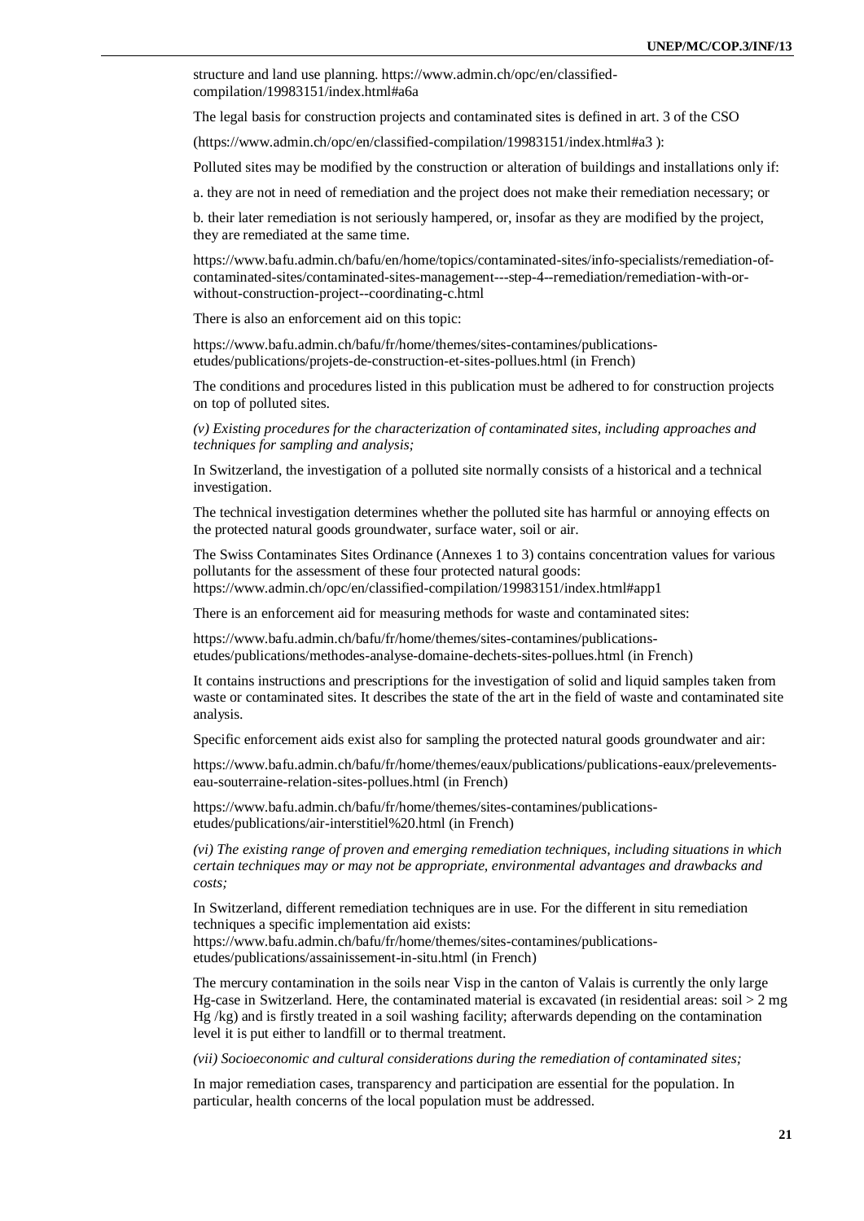structure and land use planning. https://www.admin.ch/opc/en/classified-compilation/19983151/index.html#a6a

The legal basis for construction projects and contaminated sites is defined in art. 3 of the CSO

(https://www.admin.ch/opc/en/classified-compilation/19983151/index.html#a3 ):

Polluted sites may be modified by the construction or alteration of buildings and installations only if:

a. they are not in need of remediation and the project does not make their remediation necessary; or

b. their later remediation is not seriously hampered, or, insofar as they are modified by the project, they are remediated at the same time.

https://www.bafu.admin.ch/bafu/en/home/topics/contaminated-sites/info-specialists/remediation-of-contaminated-sites/contaminated-sites-management---step-4--remediation/remediation-with-or-without-construction-project--coordinating-c.html

There is also an enforcement aid on this topic:

https://www.bafu.admin.ch/bafu/fr/home/themes/sites-contamines/publications-etudes/publications/projets-de-construction-et-sites-pollues.html (in French)

The conditions and procedures listed in this publication must be adhered to for construction projects on top of polluted sites.

*(v) Existing procedures for the characterization of contaminated sites, including approaches and techniques for sampling and analysis;*

In Switzerland, the investigation of a polluted site normally consists of a historical and a technical investigation.

The technical investigation determines whether the polluted site has harmful or annoying effects on the protected natural goods groundwater, surface water, soil or air.

The Swiss Contaminates Sites Ordinance (Annexes 1 to 3) contains concentration values for various pollutants for the assessment of these four protected natural goods: https://www.admin.ch/opc/en/classified-compilation/19983151/index.html#app1

There is an enforcement aid for measuring methods for waste and contaminated sites:

https://www.bafu.admin.ch/bafu/fr/home/themes/sites-contamines/publications-etudes/publications/methodes-analyse-domaine-dechets-sites-pollues.html (in French)

It contains instructions and prescriptions for the investigation of solid and liquid samples taken from waste or contaminated sites. It describes the state of the art in the field of waste and contaminated site analysis.

Specific enforcement aids exist also for sampling the protected natural goods groundwater and air:

https://www.bafu.admin.ch/bafu/fr/home/themes/eaux/publications/publications-eaux/prelevements-eau-souterraine-relation-sites-pollues.html (in French)

https://www.bafu.admin.ch/bafu/fr/home/themes/sites-contamines/publications-etudes/publications/air-interstitiel%20.html (in French)

*(vi) The existing range of proven and emerging remediation techniques, including situations in which certain techniques may or may not be appropriate, environmental advantages and drawbacks and costs;*

In Switzerland, different remediation techniques are in use. For the different in situ remediation techniques a specific implementation aid exists: https://www.bafu.admin.ch/bafu/fr/home/themes/sites-contamines/publications-etudes/publications/assainissement-in-situ.html (in French)

The mercury contamination in the soils near Visp in the canton of Valais is currently the only large Hg-case in Switzerland. Here, the contaminated material is excavated (in residential areas: soil > 2 mg Hg /kg) and is firstly treated in a soil washing facility; afterwards depending on the contamination level it is put either to landfill or to thermal treatment.

*(vii) Socioeconomic and cultural considerations during the remediation of contaminated sites;*

In major remediation cases, transparency and participation are essential for the population. In particular, health concerns of the local population must be addressed.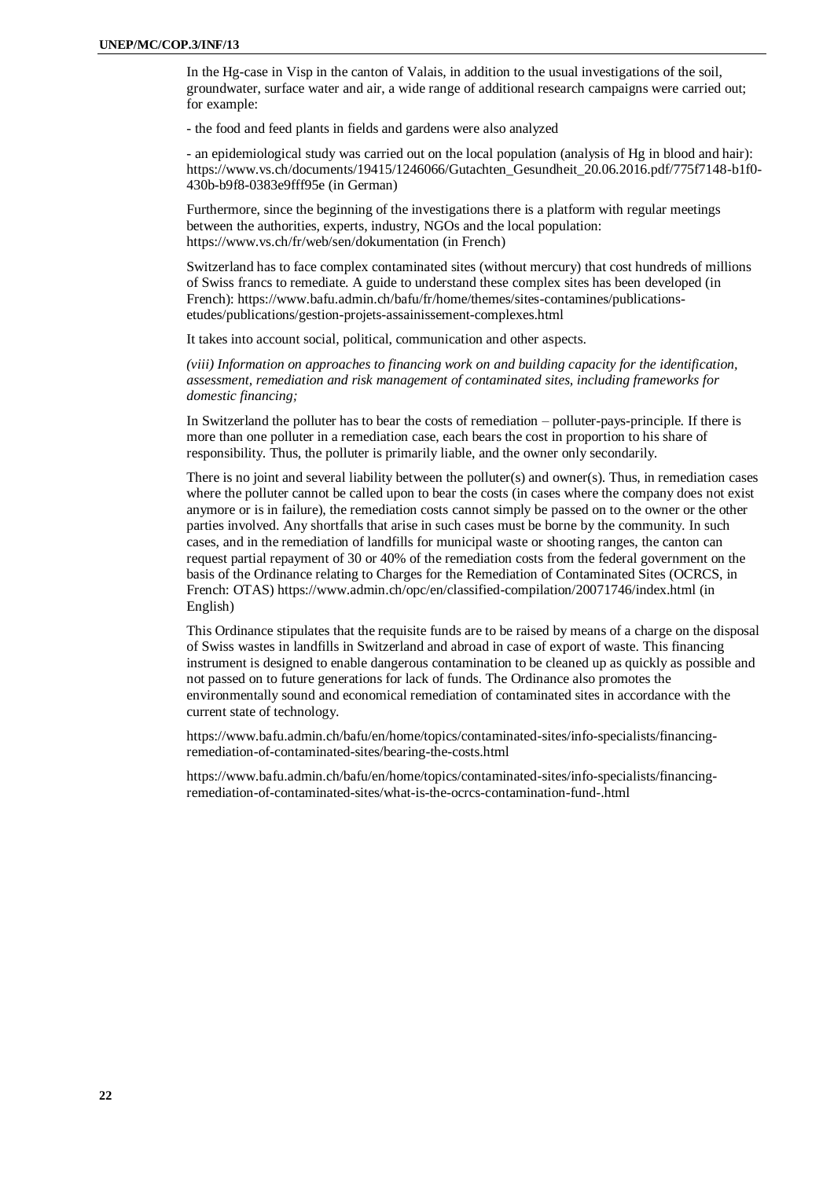In the Hg-case in Visp in the canton of Valais, in addition to the usual investigations of the soil, groundwater, surface water and air, a wide range of additional research campaigns were carried out; for example:

- the food and feed plants in fields and gardens were also analyzed

- an epidemiological study was carried out on the local population (analysis of Hg in blood and hair): https://www.vs.ch/documents/19415/1246066/Gutachten_Gesundheit_20.06.2016.pdf/775f7148-b1f0-430b-b9f8-0383e9fff95e (in German)

Furthermore, since the beginning of the investigations there is a platform with regular meetings between the authorities, experts, industry, NGOs and the local population: https://www.vs.ch/fr/web/sen/dokumentation (in French)

Switzerland has to face complex contaminated sites (without mercury) that cost hundreds of millions of Swiss francs to remediate. A guide to understand these complex sites has been developed (in French): https://www.bafu.admin.ch/bafu/fr/home/themes/sites-contamines/publications-etudes/publications/gestion-projets-assainissement-complexes.html

It takes into account social, political, communication and other aspects.

*(viii) Information on approaches to financing work on and building capacity for the identification, assessment, remediation and risk management of contaminated sites, including frameworks for domestic financing;*

In Switzerland the polluter has to bear the costs of remediation – polluter-pays-principle. If there is more than one polluter in a remediation case, each bears the cost in proportion to his share of responsibility. Thus, the polluter is primarily liable, and the owner only secondarily.

There is no joint and several liability between the polluter(s) and owner(s). Thus, in remediation cases where the polluter cannot be called upon to bear the costs (in cases where the company does not exist anymore or is in failure), the remediation costs cannot simply be passed on to the owner or the other parties involved. Any shortfalls that arise in such cases must be borne by the community. In such cases, and in the remediation of landfills for municipal waste or shooting ranges, the canton can request partial repayment of 30 or 40% of the remediation costs from the federal government on the basis of the Ordinance relating to Charges for the Remediation of Contaminated Sites (OCRCS, in French: OTAS) https://www.admin.ch/opc/en/classified-compilation/20071746/index.html (in English)

This Ordinance stipulates that the requisite funds are to be raised by means of a charge on the disposal of Swiss wastes in landfills in Switzerland and abroad in case of export of waste. This financing instrument is designed to enable dangerous contamination to be cleaned up as quickly as possible and not passed on to future generations for lack of funds. The Ordinance also promotes the environmentally sound and economical remediation of contaminated sites in accordance with the current state of technology.

https://www.bafu.admin.ch/bafu/en/home/topics/contaminated-sites/info-specialists/financing-remediation-of-contaminated-sites/bearing-the-costs.html

https://www.bafu.admin.ch/bafu/en/home/topics/contaminated-sites/info-specialists/financing-remediation-of-contaminated-sites/what-is-the-ocrcs-contamination-fund-.html